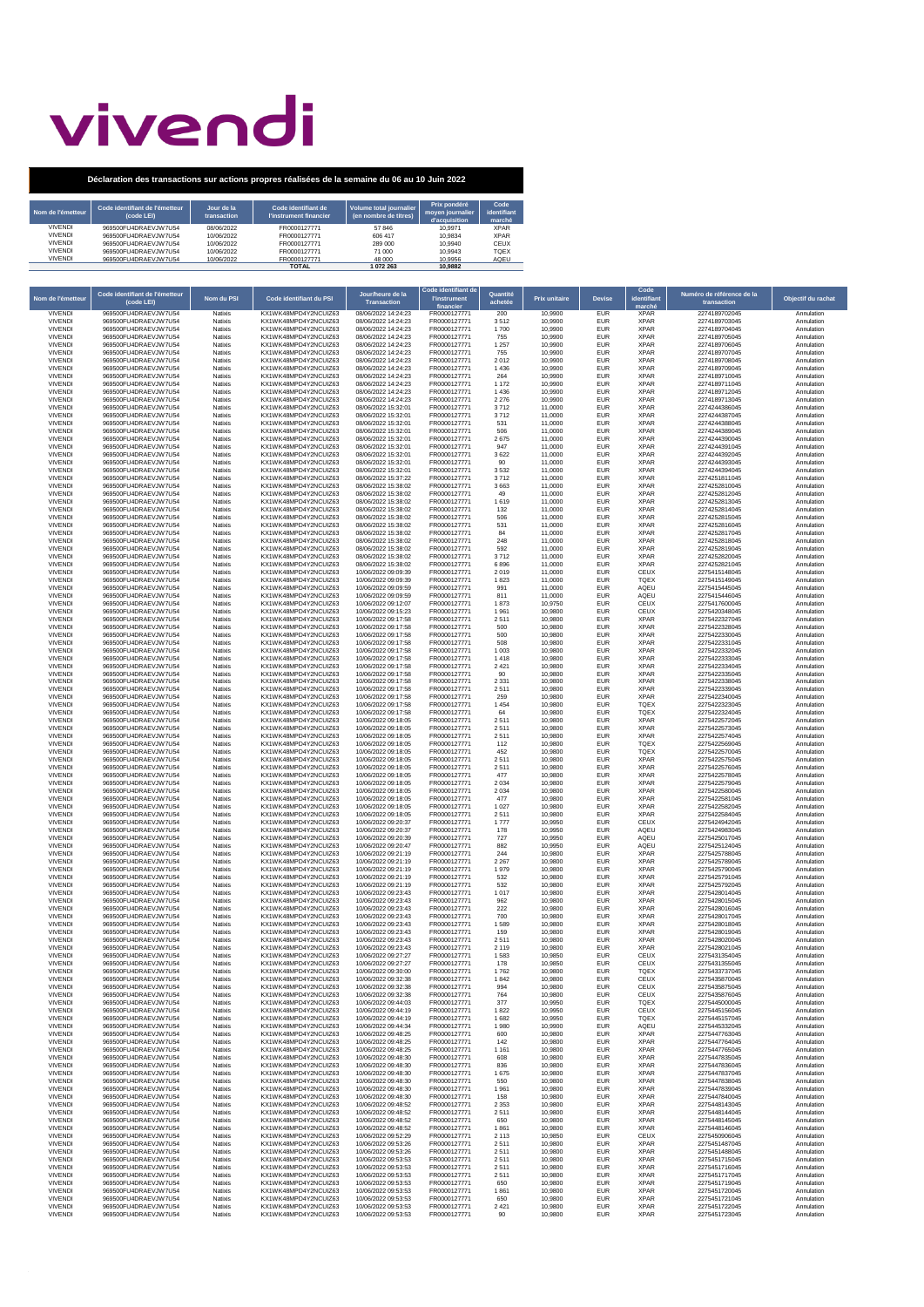# vivendi

## Déclaration des transactions sur actions propres réalisées de la semaine du 06 au 10 Juin 2022

| Nom de l'émetteur | Code identifiant de l'émetteur (code LEI) | Jour de la transaction | Code identifiant de l'instrument financier | Volume total journalier (en nombre de titres) | Prix pondéré moyen journalier d'acquisition | Code identifiant marché |
|---|---|---|---|---|---|---|
| VIVENDI | 969500FU4DRAEVJW7U54 | 08/06/2022 | FR0000127771 | 57 846 | 10,9971 | XPAR |
| VIVENDI | 969500FU4DRAEVJW7U54 | 10/06/2022 | FR0000127771 | 606 417 | 10,9834 | XPAR |
| VIVENDI | 969500FU4DRAEVJW7U54 | 10/06/2022 | FR0000127771 | 289 000 | 10,9940 | CEUX |
| VIVENDI | 969500FU4DRAEVJW7U54 | 10/06/2022 | FR0000127771 | 71 000 | 10,9943 | TQEX |
| VIVENDI | 969500FU4DRAEVJW7U54 | 10/06/2022 | FR0000127771 | 48 000 | 10,9956 | AQEU |
| | | | TOTAL | 1 072 263 | 10,9882 | |

| Nom de l'émetteur | Code identifiant de l'émetteur (code LEI) | Nom du PSI | Code identifiant du PSI | Jour/heure de la Transaction | Code identifiant de l'instrument financier | Quantité achetée | Prix unitaire | Devise | Code identifiant marché | Numéro de référence de la transaction | Objectif du rachat |
|---|---|---|---|---|---|---|---|---|---|---|---|
| VIVENDI | 969500FU4DRAEVJW7U54 | Natixis | KX1WK48MPD4Y2NCUIZ63 | 08/06/2022 14:24:23 | FR0000127771 | 200 | 10,9900 | EUR | XPAR | 2274189702045 | Annulation |
| VIVENDI | 969500FU4DRAEVJW7U54 | Natixis | KX1WK48MPD4Y2NCUIZ63 | 08/06/2022 14:24:23 | FR0000127771 | 3 512 | 10,9900 | EUR | XPAR | 2274189703045 | Annulation |
| VIVENDI | 969500FU4DRAEVJW7U54 | Natixis | KX1WK48MPD4Y2NCUIZ63 | 08/06/2022 14:24:23 | FR0000127771 | 1 700 | 10,9900 | EUR | XPAR | 2274189704045 | Annulation |
| VIVENDI | 969500FU4DRAEVJW7U54 | Natixis | KX1WK48MPD4Y2NCUIZ63 | 08/06/2022 14:24:23 | FR0000127771 | 755 | 10,9900 | EUR | XPAR | 2274189705045 | Annulation |
| VIVENDI | 969500FU4DRAEVJW7U54 | Natixis | KX1WK48MPD4Y2NCUIZ63 | 08/06/2022 14:24:23 | FR0000127771 | 1 257 | 10,9900 | EUR | XPAR | 2274189706045 | Annulation |
| VIVENDI | 969500FU4DRAEVJW7U54 | Natixis | KX1WK48MPD4Y2NCUIZ63 | 08/06/2022 14:24:23 | FR0000127771 | 755 | 10,9900 | EUR | XPAR | 2274189707045 | Annulation |
| VIVENDI | 969500FU4DRAEVJW7U54 | Natixis | KX1WK48MPD4Y2NCUIZ63 | 08/06/2022 14:24:23 | FR0000127771 | 2 012 | 10,9900 | EUR | XPAR | 2274189708045 | Annulation |
| VIVENDI | 969500FU4DRAEVJW7U54 | Natixis | KX1WK48MPD4Y2NCUIZ63 | 08/06/2022 14:24:23 | FR0000127771 | 1 436 | 10,9900 | EUR | XPAR | 2274189709045 | Annulation |
| VIVENDI | 969500FU4DRAEVJW7U54 | Natixis | KX1WK48MPD4Y2NCUIZ63 | 08/06/2022 14:24:23 | FR0000127771 | 264 | 10,9900 | EUR | XPAR | 2274189710045 | Annulation |
| VIVENDI | 969500FU4DRAEVJW7U54 | Natixis | KX1WK48MPD4Y2NCUIZ63 | 08/06/2022 14:24:23 | FR0000127771 | 1 172 | 10,9900 | EUR | XPAR | 2274189711045 | Annulation |
| VIVENDI | 969500FU4DRAEVJW7U54 | Natixis | KX1WK48MPD4Y2NCUIZ63 | 08/06/2022 14:24:23 | FR0000127771 | 1 436 | 10,9900 | EUR | XPAR | 2274189712045 | Annulation |
| VIVENDI | 969500FU4DRAEVJW7U54 | Natixis | KX1WK48MPD4Y2NCUIZ63 | 08/06/2022 14:24:23 | FR0000127771 | 2 276 | 10,9900 | EUR | XPAR | 2274189713045 | Annulation |
| VIVENDI | 969500FU4DRAEVJW7U54 | Natixis | KX1WK48MPD4Y2NCUIZ63 | 08/06/2022 15:32:01 | FR0000127771 | 3 712 | 11,0000 | EUR | XPAR | 2274244386045 | Annulation |
| VIVENDI | 969500FU4DRAEVJW7U54 | Natixis | KX1WK48MPD4Y2NCUIZ63 | 08/06/2022 15:32:01 | FR0000127771 | 3 712 | 11,0000 | EUR | XPAR | 2274244387045 | Annulation |
| VIVENDI | 969500FU4DRAEVJW7U54 | Natixis | KX1WK48MPD4Y2NCUIZ63 | 08/06/2022 15:32:01 | FR0000127771 | 531 | 11,0000 | EUR | XPAR | 2274244388045 | Annulation |
| VIVENDI | 969500FU4DRAEVJW7U54 | Natixis | KX1WK48MPD4Y2NCUIZ63 | 08/06/2022 15:32:01 | FR0000127771 | 506 | 11,0000 | EUR | XPAR | 2274244389045 | Annulation |
| VIVENDI | 969500FU4DRAEVJW7U54 | Natixis | KX1WK48MPD4Y2NCUIZ63 | 08/06/2022 15:32:01 | FR0000127771 | 2 675 | 11,0000 | EUR | XPAR | 2274244390045 | Annulation |
| VIVENDI | 969500FU4DRAEVJW7U54 | Natixis | KX1WK48MPD4Y2NCUIZ63 | 08/06/2022 15:32:01 | FR0000127771 | 947 | 11,0000 | EUR | XPAR | 2274244391045 | Annulation |
| VIVENDI | 969500FU4DRAEVJW7U54 | Natixis | KX1WK48MPD4Y2NCUIZ63 | 08/06/2022 15:32:01 | FR0000127771 | 3 622 | 11,0000 | EUR | XPAR | 2274244392045 | Annulation |
| VIVENDI | 969500FU4DRAEVJW7U54 | Natixis | KX1WK48MPD4Y2NCUIZ63 | 08/06/2022 15:32:01 | FR0000127771 | 90 | 11,0000 | EUR | XPAR | 2274244393045 | Annulation |
| VIVENDI | 969500FU4DRAEVJW7U54 | Natixis | KX1WK48MPD4Y2NCUIZ63 | 08/06/2022 15:32:01 | FR0000127771 | 3 532 | 11,0000 | EUR | XPAR | 2274244394045 | Annulation |
| VIVENDI | 969500FU4DRAEVJW7U54 | Natixis | KX1WK48MPD4Y2NCUIZ63 | 08/06/2022 15:37:22 | FR0000127771 | 3 712 | 11,0000 | EUR | XPAR | 2274251811045 | Annulation |
| VIVENDI | 969500FU4DRAEVJW7U54 | Natixis | KX1WK48MPD4Y2NCUIZ63 | 08/06/2022 15:38:02 | FR0000127771 | 3 663 | 11,0000 | EUR | XPAR | 2274252810045 | Annulation |
| VIVENDI | 969500FU4DRAEVJW7U54 | Natixis | KX1WK48MPD4Y2NCUIZ63 | 08/06/2022 15:38:02 | FR0000127771 | 49 | 11,0000 | EUR | XPAR | 2274252812045 | Annulation |
| VIVENDI | 969500FU4DRAEVJW7U54 | Natixis | KX1WK48MPD4Y2NCUIZ63 | 08/06/2022 15:38:02 | FR0000127771 | 1 619 | 11,0000 | EUR | XPAR | 2274252813045 | Annulation |
| VIVENDI | 969500FU4DRAEVJW7U54 | Natixis | KX1WK48MPD4Y2NCUIZ63 | 08/06/2022 15:38:02 | FR0000127771 | 132 | 11,0000 | EUR | XPAR | 2274252814045 | Annulation |
| VIVENDI | 969500FU4DRAEVJW7U54 | Natixis | KX1WK48MPD4Y2NCUIZ63 | 08/06/2022 15:38:02 | FR0000127771 | 506 | 11,0000 | EUR | XPAR | 2274252815045 | Annulation |
| VIVENDI | 969500FU4DRAEVJW7U54 | Natixis | KX1WK48MPD4Y2NCUIZ63 | 08/06/2022 15:38:02 | FR0000127771 | 531 | 11,0000 | EUR | XPAR | 2274252816045 | Annulation |
| VIVENDI | 969500FU4DRAEVJW7U54 | Natixis | KX1WK48MPD4Y2NCUIZ63 | 08/06/2022 15:38:02 | FR0000127771 | 84 | 11,0000 | EUR | XPAR | 2274252817045 | Annulation |
| VIVENDI | 969500FU4DRAEVJW7U54 | Natixis | KX1WK48MPD4Y2NCUIZ63 | 08/06/2022 15:38:02 | FR0000127771 | 248 | 11,0000 | EUR | XPAR | 2274252818045 | Annulation |
| VIVENDI | 969500FU4DRAEVJW7U54 | Natixis | KX1WK48MPD4Y2NCUIZ63 | 08/06/2022 15:38:02 | FR0000127771 | 592 | 11,0000 | EUR | XPAR | 2274252819045 | Annulation |
| VIVENDI | 969500FU4DRAEVJW7U54 | Natixis | KX1WK48MPD4Y2NCUIZ63 | 08/06/2022 15:38:02 | FR0000127771 | 3 712 | 11,0000 | EUR | XPAR | 2274252820045 | Annulation |
| VIVENDI | 969500FU4DRAEVJW7U54 | Natixis | KX1WK48MPD4Y2NCUIZ63 | 08/06/2022 15:38:02 | FR0000127771 | 6 896 | 11,0000 | EUR | XPAR | 2274252821045 | Annulation |
| VIVENDI | 969500FU4DRAEVJW7U54 | Natixis | KX1WK48MPD4Y2NCUIZ63 | 10/06/2022 09:09:39 | FR0000127771 | 2 019 | 11,0000 | EUR | CEUX | 2275415148045 | Annulation |
| VIVENDI | 969500FU4DRAEVJW7U54 | Natixis | KX1WK48MPD4Y2NCUIZ63 | 10/06/2022 09:09:39 | FR0000127771 | 1 823 | 11,0000 | EUR | TQEX | 2275415149045 | Annulation |
| VIVENDI | 969500FU4DRAEVJW7U54 | Natixis | KX1WK48MPD4Y2NCUIZ63 | 10/06/2022 09:09:59 | FR0000127771 | 991 | 11,0000 | EUR | AQEU | 2275415445045 | Annulation |
| VIVENDI | 969500FU4DRAEVJW7U54 | Natixis | KX1WK48MPD4Y2NCUIZ63 | 10/06/2022 09:09:59 | FR0000127771 | 811 | 11,0000 | EUR | AQEU | 2275415446045 | Annulation |
| VIVENDI | 969500FU4DRAEVJW7U54 | Natixis | KX1WK48MPD4Y2NCUIZ63 | 10/06/2022 09:12:07 | FR0000127771 | 1 873 | 10,9750 | EUR | CEUX | 2275417600045 | Annulation |
| VIVENDI | 969500FU4DRAEVJW7U54 | Natixis | KX1WK48MPD4Y2NCUIZ63 | 10/06/2022 09:15:23 | FR0000127771 | 1 961 | 10,9800 | EUR | CEUX | 2275420348045 | Annulation |
| VIVENDI | 969500FU4DRAEVJW7U54 | Natixis | KX1WK48MPD4Y2NCUIZ63 | 10/06/2022 09:17:58 | FR0000127771 | 2 511 | 10,9800 | EUR | XPAR | 2275422327045 | Annulation |
| VIVENDI | 969500FU4DRAEVJW7U54 | Natixis | KX1WK48MPD4Y2NCUIZ63 | 10/06/2022 09:17:58 | FR0000127771 | 500 | 10,9800 | EUR | XPAR | 2275422328045 | Annulation |
| VIVENDI | 969500FU4DRAEVJW7U54 | Natixis | KX1WK48MPD4Y2NCUIZ63 | 10/06/2022 09:17:58 | FR0000127771 | 500 | 10,9800 | EUR | XPAR | 2275422330045 | Annulation |
| VIVENDI | 969500FU4DRAEVJW7U54 | Natixis | KX1WK48MPD4Y2NCUIZ63 | 10/06/2022 09:17:58 | FR0000127771 | 508 | 10,9800 | EUR | XPAR | 2275422331045 | Annulation |
| VIVENDI | 969500FU4DRAEVJW7U54 | Natixis | KX1WK48MPD4Y2NCUIZ63 | 10/06/2022 09:17:58 | FR0000127771 | 1 003 | 10,9800 | EUR | XPAR | 2275422332045 | Annulation |
| VIVENDI | 969500FU4DRAEVJW7U54 | Natixis | KX1WK48MPD4Y2NCUIZ63 | 10/06/2022 09:17:58 | FR0000127771 | 1 418 | 10,9800 | EUR | XPAR | 2275422333045 | Annulation |
| VIVENDI | 969500FU4DRAEVJW7U54 | Natixis | KX1WK48MPD4Y2NCUIZ63 | 10/06/2022 09:17:58 | FR0000127771 | 2 421 | 10,9800 | EUR | XPAR | 2275422334045 | Annulation |
| VIVENDI | 969500FU4DRAEVJW7U54 | Natixis | KX1WK48MPD4Y2NCUIZ63 | 10/06/2022 09:17:58 | FR0000127771 | 90 | 10,9800 | EUR | XPAR | 2275422335045 | Annulation |
| VIVENDI | 969500FU4DRAEVJW7U54 | Natixis | KX1WK48MPD4Y2NCUIZ63 | 10/06/2022 09:17:58 | FR0000127771 | 2 331 | 10,9800 | EUR | XPAR | 2275422338045 | Annulation |
| VIVENDI | 969500FU4DRAEVJW7U54 | Natixis | KX1WK48MPD4Y2NCUIZ63 | 10/06/2022 09:17:58 | FR0000127771 | 2 511 | 10,9800 | EUR | XPAR | 2275422339045 | Annulation |
| VIVENDI | 969500FU4DRAEVJW7U54 | Natixis | KX1WK48MPD4Y2NCUIZ63 | 10/06/2022 09:17:58 | FR0000127771 | 259 | 10,9800 | EUR | XPAR | 2275422340045 | Annulation |
| VIVENDI | 969500FU4DRAEVJW7U54 | Natixis | KX1WK48MPD4Y2NCUIZ63 | 10/06/2022 09:17:58 | FR0000127771 | 1 454 | 10,9800 | EUR | TQEX | 2275422323045 | Annulation |
| VIVENDI | 969500FU4DRAEVJW7U54 | Natixis | KX1WK48MPD4Y2NCUIZ63 | 10/06/2022 09:17:58 | FR0000127771 | 64 | 10,9800 | EUR | TQEX | 2275422324045 | Annulation |
| VIVENDI | 969500FU4DRAEVJW7U54 | Natixis | KX1WK48MPD4Y2NCUIZ63 | 10/06/2022 09:18:05 | FR0000127771 | 2 511 | 10,9800 | EUR | XPAR | 2275422572045 | Annulation |
| VIVENDI | 969500FU4DRAEVJW7U54 | Natixis | KX1WK48MPD4Y2NCUIZ63 | 10/06/2022 09:18:05 | FR0000127771 | 2 511 | 10,9800 | EUR | XPAR | 2275422573045 | Annulation |
| VIVENDI | 969500FU4DRAEVJW7U54 | Natixis | KX1WK48MPD4Y2NCUIZ63 | 10/06/2022 09:18:05 | FR0000127771 | 2 511 | 10,9800 | EUR | XPAR | 2275422574045 | Annulation |
| VIVENDI | 969500FU4DRAEVJW7U54 | Natixis | KX1WK48MPD4Y2NCUIZ63 | 10/06/2022 09:18:05 | FR0000127771 | 112 | 10,9800 | EUR | TQEX | 2275422569045 | Annulation |
| VIVENDI | 969500FU4DRAEVJW7U54 | Natixis | KX1WK48MPD4Y2NCUIZ63 | 10/06/2022 09:18:05 | FR0000127771 | 452 | 10,9800 | EUR | TQEX | 2275422570045 | Annulation |
| VIVENDI | 969500FU4DRAEVJW7U54 | Natixis | KX1WK48MPD4Y2NCUIZ63 | 10/06/2022 09:18:05 | FR0000127771 | 2 511 | 10,9800 | EUR | XPAR | 2275422575045 | Annulation |
| VIVENDI | 969500FU4DRAEVJW7U54 | Natixis | KX1WK48MPD4Y2NCUIZ63 | 10/06/2022 09:18:05 | FR0000127771 | 2 511 | 10,9800 | EUR | XPAR | 2275422576045 | Annulation |
| VIVENDI | 969500FU4DRAEVJW7U54 | Natixis | KX1WK48MPD4Y2NCUIZ63 | 10/06/2022 09:18:05 | FR0000127771 | 477 | 10,9800 | EUR | XPAR | 2275422578045 | Annulation |
| VIVENDI | 969500FU4DRAEVJW7U54 | Natixis | KX1WK48MPD4Y2NCUIZ63 | 10/06/2022 09:18:05 | FR0000127771 | 2 034 | 10,9800 | EUR | XPAR | 2275422579045 | Annulation |
| VIVENDI | 969500FU4DRAEVJW7U54 | Natixis | KX1WK48MPD4Y2NCUIZ63 | 10/06/2022 09:18:05 | FR0000127771 | 2 034 | 10,9800 | EUR | XPAR | 2275422580045 | Annulation |
| VIVENDI | 969500FU4DRAEVJW7U54 | Natixis | KX1WK48MPD4Y2NCUIZ63 | 10/06/2022 09:18:05 | FR0000127771 | 477 | 10,9800 | EUR | XPAR | 2275422581045 | Annulation |
| VIVENDI | 969500FU4DRAEVJW7U54 | Natixis | KX1WK48MPD4Y2NCUIZ63 | 10/06/2022 09:18:05 | FR0000127771 | 1 027 | 10,9800 | EUR | XPAR | 2275422582045 | Annulation |
| VIVENDI | 969500FU4DRAEVJW7U54 | Natixis | KX1WK48MPD4Y2NCUIZ63 | 10/06/2022 09:18:05 | FR0000127771 | 2 511 | 10,9800 | EUR | XPAR | 2275422584045 | Annulation |
| VIVENDI | 969500FU4DRAEVJW7U54 | Natixis | KX1WK48MPD4Y2NCUIZ63 | 10/06/2022 09:20:37 | FR0000127771 | 1 777 | 10,9950 | EUR | CEUX | 2275424942045 | Annulation |
| VIVENDI | 969500FU4DRAEVJW7U54 | Natixis | KX1WK48MPD4Y2NCUIZ63 | 10/06/2022 09:20:37 | FR0000127771 | 178 | 10,9950 | EUR | AQEU | 2275424983045 | Annulation |
| VIVENDI | 969500FU4DRAEVJW7U54 | Natixis | KX1WK48MPD4Y2NCUIZ63 | 10/06/2022 09:20:39 | FR0000127771 | 727 | 10,9950 | EUR | AQEU | 2275425017045 | Annulation |
| VIVENDI | 969500FU4DRAEVJW7U54 | Natixis | KX1WK48MPD4Y2NCUIZ63 | 10/06/2022 09:20:47 | FR0000127771 | 882 | 10,9950 | EUR | AQEU | 2275425124045 | Annulation |
| VIVENDI | 969500FU4DRAEVJW7U54 | Natixis | KX1WK48MPD4Y2NCUIZ63 | 10/06/2022 09:21:19 | FR0000127771 | 244 | 10,9800 | EUR | XPAR | 2275425788045 | Annulation |
| VIVENDI | 969500FU4DRAEVJW7U54 | Natixis | KX1WK48MPD4Y2NCUIZ63 | 10/06/2022 09:21:19 | FR0000127771 | 2 267 | 10,9800 | EUR | XPAR | 2275425789045 | Annulation |
| VIVENDI | 969500FU4DRAEVJW7U54 | Natixis | KX1WK48MPD4Y2NCUIZ63 | 10/06/2022 09:21:19 | FR0000127771 | 1 979 | 10,9800 | EUR | XPAR | 2275425790045 | Annulation |
| VIVENDI | 969500FU4DRAEVJW7U54 | Natixis | KX1WK48MPD4Y2NCUIZ63 | 10/06/2022 09:21:19 | FR0000127771 | 532 | 10,9800 | EUR | XPAR | 2275425791045 | Annulation |
| VIVENDI | 969500FU4DRAEVJW7U54 | Natixis | KX1WK48MPD4Y2NCUIZ63 | 10/06/2022 09:21:19 | FR0000127771 | 532 | 10,9800 | EUR | XPAR | 2275425792045 | Annulation |
| VIVENDI | 969500FU4DRAEVJW7U54 | Natixis | KX1WK48MPD4Y2NCUIZ63 | 10/06/2022 09:23:43 | FR0000127771 | 1 017 | 10,9800 | EUR | XPAR | 2275428014045 | Annulation |
| VIVENDI | 969500FU4DRAEVJW7U54 | Natixis | KX1WK48MPD4Y2NCUIZ63 | 10/06/2022 09:23:43 | FR0000127771 | 962 | 10,9800 | EUR | XPAR | 2275428015045 | Annulation |
| VIVENDI | 969500FU4DRAEVJW7U54 | Natixis | KX1WK48MPD4Y2NCUIZ63 | 10/06/2022 09:23:43 | FR0000127771 | 222 | 10,9800 | EUR | XPAR | 2275428016045 | Annulation |
| VIVENDI | 969500FU4DRAEVJW7U54 | Natixis | KX1WK48MPD4Y2NCUIZ63 | 10/06/2022 09:23:43 | FR0000127771 | 700 | 10,9800 | EUR | XPAR | 2275428017045 | Annulation |
| VIVENDI | 969500FU4DRAEVJW7U54 | Natixis | KX1WK48MPD4Y2NCUIZ63 | 10/06/2022 09:23:43 | FR0000127771 | 1 589 | 10,9800 | EUR | XPAR | 2275428018045 | Annulation |
| VIVENDI | 969500FU4DRAEVJW7U54 | Natixis | KX1WK48MPD4Y2NCUIZ63 | 10/06/2022 09:23:43 | FR0000127771 | 159 | 10,9800 | EUR | XPAR | 2275428019045 | Annulation |
| VIVENDI | 969500FU4DRAEVJW7U54 | Natixis | KX1WK48MPD4Y2NCUIZ63 | 10/06/2022 09:23:43 | FR0000127771 | 2 511 | 10,9800 | EUR | XPAR | 2275428020045 | Annulation |
| VIVENDI | 969500FU4DRAEVJW7U54 | Natixis | KX1WK48MPD4Y2NCUIZ63 | 10/06/2022 09:23:43 | FR0000127771 | 2 119 | 10,9800 | EUR | XPAR | 2275428021045 | Annulation |
| VIVENDI | 969500FU4DRAEVJW7U54 | Natixis | KX1WK48MPD4Y2NCUIZ63 | 10/06/2022 09:27:27 | FR0000127771 | 1 583 | 10,9850 | EUR | CEUX | 2275431354045 | Annulation |
| VIVENDI | 969500FU4DRAEVJW7U54 | Natixis | KX1WK48MPD4Y2NCUIZ63 | 10/06/2022 09:27:27 | FR0000127771 | 178 | 10,9850 | EUR | CEUX | 2275431355045 | Annulation |
| VIVENDI | 969500FU4DRAEVJW7U54 | Natixis | KX1WK48MPD4Y2NCUIZ63 | 10/06/2022 09:30:00 | FR0000127771 | 1 762 | 10,9800 | EUR | TQEX | 2275433737045 | Annulation |
| VIVENDI | 969500FU4DRAEVJW7U54 | Natixis | KX1WK48MPD4Y2NCUIZ63 | 10/06/2022 09:32:38 | FR0000127771 | 1 842 | 10,9800 | EUR | CEUX | 2275435870045 | Annulation |
| VIVENDI | 969500FU4DRAEVJW7U54 | Natixis | KX1WK48MPD4Y2NCUIZ63 | 10/06/2022 09:32:38 | FR0000127771 | 994 | 10,9800 | EUR | CEUX | 2275435875045 | Annulation |
| VIVENDI | 969500FU4DRAEVJW7U54 | Natixis | KX1WK48MPD4Y2NCUIZ63 | 10/06/2022 09:32:38 | FR0000127771 | 764 | 10,9800 | EUR | CEUX | 2275435876045 | Annulation |
| VIVENDI | 969500FU4DRAEVJW7U54 | Natixis | KX1WK48MPD4Y2NCUIZ63 | 10/06/2022 09:44:03 | FR0000127771 | 377 | 10,9950 | EUR | TQEX | 2275445000045 | Annulation |
| VIVENDI | 969500FU4DRAEVJW7U54 | Natixis | KX1WK48MPD4Y2NCUIZ63 | 10/06/2022 09:44:19 | FR0000127771 | 1 822 | 10,9950 | EUR | CEUX | 2275445156045 | Annulation |
| VIVENDI | 969500FU4DRAEVJW7U54 | Natixis | KX1WK48MPD4Y2NCUIZ63 | 10/06/2022 09:44:19 | FR0000127771 | 1 682 | 10,9950 | EUR | TQEX | 2275445157045 | Annulation |
| VIVENDI | 969500FU4DRAEVJW7U54 | Natixis | KX1WK48MPD4Y2NCUIZ63 | 10/06/2022 09:44:34 | FR0000127771 | 1 980 | 10,9900 | EUR | AQEU | 2275445332045 | Annulation |
| VIVENDI | 969500FU4DRAEVJW7U54 | Natixis | KX1WK48MPD4Y2NCUIZ63 | 10/06/2022 09:48:25 | FR0000127771 | 600 | 10,9800 | EUR | XPAR | 2275447763045 | Annulation |
| VIVENDI | 969500FU4DRAEVJW7U54 | Natixis | KX1WK48MPD4Y2NCUIZ63 | 10/06/2022 09:48:25 | FR0000127771 | 142 | 10,9800 | EUR | XPAR | 2275447764045 | Annulation |
| VIVENDI | 969500FU4DRAEVJW7U54 | Natixis | KX1WK48MPD4Y2NCUIZ63 | 10/06/2022 09:48:25 | FR0000127771 | 1 161 | 10,9800 | EUR | XPAR | 2275447765045 | Annulation |
| VIVENDI | 969500FU4DRAEVJW7U54 | Natixis | KX1WK48MPD4Y2NCUIZ63 | 10/06/2022 09:48:30 | FR0000127771 | 608 | 10,9800 | EUR | XPAR | 2275447835045 | Annulation |
| VIVENDI | 969500FU4DRAEVJW7U54 | Natixis | KX1WK48MPD4Y2NCUIZ63 | 10/06/2022 09:48:30 | FR0000127771 | 836 | 10,9800 | EUR | XPAR | 2275447836045 | Annulation |
| VIVENDI | 969500FU4DRAEVJW7U54 | Natixis | KX1WK48MPD4Y2NCUIZ63 | 10/06/2022 09:48:30 | FR0000127771 | 1 675 | 10,9800 | EUR | XPAR | 2275447837045 | Annulation |
| VIVENDI | 969500FU4DRAEVJW7U54 | Natixis | KX1WK48MPD4Y2NCUIZ63 | 10/06/2022 09:48:30 | FR0000127771 | 550 | 10,9800 | EUR | XPAR | 2275447838045 | Annulation |
| VIVENDI | 969500FU4DRAEVJW7U54 | Natixis | KX1WK48MPD4Y2NCUIZ63 | 10/06/2022 09:48:30 | FR0000127771 | 1 961 | 10,9800 | EUR | XPAR | 2275447839045 | Annulation |
| VIVENDI | 969500FU4DRAEVJW7U54 | Natixis | KX1WK48MPD4Y2NCUIZ63 | 10/06/2022 09:48:30 | FR0000127771 | 158 | 10,9800 | EUR | XPAR | 2275447840045 | Annulation |
| VIVENDI | 969500FU4DRAEVJW7U54 | Natixis | KX1WK48MPD4Y2NCUIZ63 | 10/06/2022 09:48:52 | FR0000127771 | 2 353 | 10,9800 | EUR | XPAR | 2275448143045 | Annulation |
| VIVENDI | 969500FU4DRAEVJW7U54 | Natixis | KX1WK48MPD4Y2NCUIZ63 | 10/06/2022 09:48:52 | FR0000127771 | 2 511 | 10,9800 | EUR | XPAR | 2275448144045 | Annulation |
| VIVENDI | 969500FU4DRAEVJW7U54 | Natixis | KX1WK48MPD4Y2NCUIZ63 | 10/06/2022 09:48:52 | FR0000127771 | 650 | 10,9800 | EUR | XPAR | 2275448145045 | Annulation |
| VIVENDI | 969500FU4DRAEVJW7U54 | Natixis | KX1WK48MPD4Y2NCUIZ63 | 10/06/2022 09:48:52 | FR0000127771 | 1 861 | 10,9800 | EUR | XPAR | 2275448146045 | Annulation |
| VIVENDI | 969500FU4DRAEVJW7U54 | Natixis | KX1WK48MPD4Y2NCUIZ63 | 10/06/2022 09:52:29 | FR0000127771 | 2 113 | 10,9850 | EUR | CEUX | 2275450906045 | Annulation |
| VIVENDI | 969500FU4DRAEVJW7U54 | Natixis | KX1WK48MPD4Y2NCUIZ63 | 10/06/2022 09:53:26 | FR0000127771 | 2 511 | 10,9800 | EUR | XPAR | 2275451487045 | Annulation |
| VIVENDI | 969500FU4DRAEVJW7U54 | Natixis | KX1WK48MPD4Y2NCUIZ63 | 10/06/2022 09:53:26 | FR0000127771 | 2 511 | 10,9800 | EUR | XPAR | 2275451488045 | Annulation |
| VIVENDI | 969500FU4DRAEVJW7U54 | Natixis | KX1WK48MPD4Y2NCUIZ63 | 10/06/2022 09:53:53 | FR0000127771 | 2 511 | 10,9800 | EUR | XPAR | 2275451715045 | Annulation |
| VIVENDI | 969500FU4DRAEVJW7U54 | Natixis | KX1WK48MPD4Y2NCUIZ63 | 10/06/2022 09:53:53 | FR0000127771 | 2 511 | 10,9800 | EUR | XPAR | 2275451716045 | Annulation |
| VIVENDI | 969500FU4DRAEVJW7U54 | Natixis | KX1WK48MPD4Y2NCUIZ63 | 10/06/2022 09:53:53 | FR0000127771 | 2 511 | 10,9800 | EUR | XPAR | 2275451717045 | Annulation |
| VIVENDI | 969500FU4DRAEVJW7U54 | Natixis | KX1WK48MPD4Y2NCUIZ63 | 10/06/2022 09:53:53 | FR0000127771 | 650 | 10,9800 | EUR | XPAR | 2275451719045 | Annulation |
| VIVENDI | 969500FU4DRAEVJW7U54 | Natixis | KX1WK48MPD4Y2NCUIZ63 | 10/06/2022 09:53:53 | FR0000127771 | 1 861 | 10,9800 | EUR | XPAR | 2275451720045 | Annulation |
| VIVENDI | 969500FU4DRAEVJW7U54 | Natixis | KX1WK48MPD4Y2NCUIZ63 | 10/06/2022 09:53:53 | FR0000127771 | 650 | 10,9800 | EUR | XPAR | 2275451721045 | Annulation |
| VIVENDI | 969500FU4DRAEVJW7U54 | Natixis | KX1WK48MPD4Y2NCUIZ63 | 10/06/2022 09:53:53 | FR0000127771 | 2 421 | 10,9800 | EUR | XPAR | 2275451722045 | Annulation |
| VIVENDI | 969500FU4DRAEVJW7U54 | Natixis | KX1WK48MPD4Y2NCUIZ63 | 10/06/2022 09:53:53 | FR0000127771 | 90 | 10,9800 | EUR | XPAR | 2275451723045 | Annulation |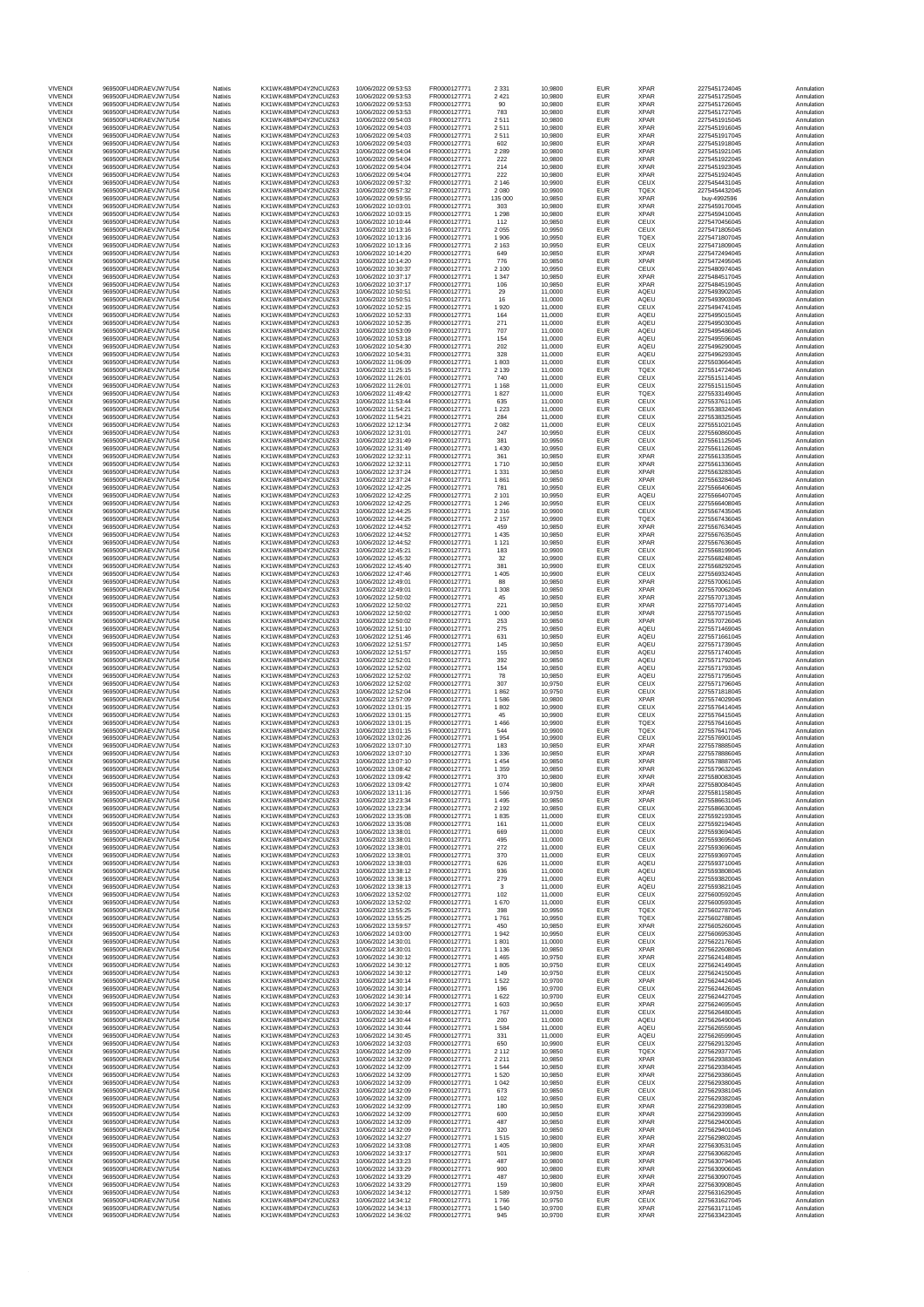| | | | | | | | | | | | |
|---|---|---|---|---|---|---|---|---|---|---|---|
| VIVENDI | 969500FU4DRAEVJW7U54 | Natixis | KX1WK48MPD4Y2NCUIZ63 | 10/06/2022 09:53:53 | FR0000127771 | 2 331 | 10,9800 | EUR | XPAR | 227S451724045 | Annulation |
| VIVENDI | 969500FU4DRAEVJW7U54 | Natixis | KX1WK48MPD4Y2NCUIZ63 | 10/06/2022 09:53:53 | FR0000127771 | 2 421 | 10,9800 | EUR | XPAR | 227S451725045 | Annulation |
| VIVENDI | 969500FU4DRAEVJW7U54 | Natixis | KX1WK48MPD4Y2NCUIZ63 | 10/06/2022 09:53:53 | FR0000127771 | 90 | 10,9800 | EUR | XPAR | 227S451726045 | Annulation |
| VIVENDI | 969500FU4DRAEVJW7U54 | Natixis | KX1WK48MPD4Y2NCUIZ63 | 10/06/2022 09:53:53 | FR0000127771 | 783 | 10,9800 | EUR | XPAR | 227S451727045 | Annulation |
| VIVENDI | 969500FU4DRAEVJW7U54 | Natixis | KX1WK48MPD4Y2NCUIZ63 | 10/06/2022 09:54:03 | FR0000127771 | 2 511 | 10,9800 | EUR | XPAR | 227S451915045 | Annulation |
| VIVENDI | 969500FU4DRAEVJW7U54 | Natixis | KX1WK48MPD4Y2NCUIZ63 | 10/06/2022 09:54:03 | FR0000127771 | 2 511 | 10,9800 | EUR | XPAR | 227S451916045 | Annulation |
| VIVENDI | 969500FU4DRAEVJW7U54 | Natixis | KX1WK48MPD4Y2NCUIZ63 | 10/06/2022 09:54:03 | FR0000127771 | 2 511 | 10,9800 | EUR | XPAR | 227S451917045 | Annulation |
| VIVENDI | 969500FU4DRAEVJW7U54 | Natixis | KX1WK48MPD4Y2NCUIZ63 | 10/06/2022 09:54:03 | FR0000127771 | 602 | 10,9800 | EUR | XPAR | 227S451918045 | Annulation |
| VIVENDI | 969500FU4DRAEVJW7U54 | Natixis | KX1WK48MPD4Y2NCUIZ63 | 10/06/2022 09:54:04 | FR0000127771 | 2 289 | 10,9800 | EUR | XPAR | 227S451921045 | Annulation |
| VIVENDI | 969500FU4DRAEVJW7U54 | Natixis | KX1WK48MPD4Y2NCUIZ63 | 10/06/2022 09:54:04 | FR0000127771 | 222 | 10,9800 | EUR | XPAR | 227S451922045 | Annulation |
| VIVENDI | 969500FU4DRAEVJW7U54 | Natixis | KX1WK48MPD4Y2NCUIZ63 | 10/06/2022 09:54:04 | FR0000127771 | 214 | 10,9800 | EUR | XPAR | 227S451923045 | Annulation |
| VIVENDI | 969500FU4DRAEVJW7U54 | Natixis | KX1WK48MPD4Y2NCUIZ63 | 10/06/2022 09:54:04 | FR0000127771 | 222 | 10,9800 | EUR | XPAR | 227S451924045 | Annulation |
| VIVENDI | 969500FU4DRAEVJW7U54 | Natixis | KX1WK48MPD4Y2NCUIZ63 | 10/06/2022 09:57:32 | FR0000127771 | 2 146 | 10,9900 | EUR | CEUX | 227S454431045 | Annulation |
| VIVENDI | 969500FU4DRAEVJW7U54 | Natixis | KX1WK48MPD4Y2NCUIZ63 | 10/06/2022 09:57:32 | FR0000127771 | 2 080 | 10,9900 | EUR | TQEX | 227S454432045 | Annulation |
| VIVENDI | 969500FU4DRAEVJW7U54 | Natixis | KX1WK48MPD4Y2NCUIZ63 | 10/06/2022 09:59:55 | FR0000127771 | 135 000 | 10,9850 | EUR | XPAR | buy-4992596 | Annulation |
| VIVENDI | 969500FU4DRAEVJW7U54 | Natixis | KX1WK48MPD4Y2NCUIZ63 | 10/06/2022 10:03:01 | FR0000127771 | 303 | 10,9800 | EUR | XPAR | 227S459170045 | Annulation |
| VIVENDI | 969500FU4DRAEVJW7U54 | Natixis | KX1WK48MPD4Y2NCUIZ63 | 10/06/2022 10:03:15 | FR0000127771 | 1 298 | 10,9800 | EUR | XPAR | 227S459410045 | Annulation |
| VIVENDI | 969500FU4DRAEVJW7U54 | Natixis | KX1WK48MPD4Y2NCUIZ63 | 10/06/2022 10:10:44 | FR0000127771 | 112 | 10,9850 | EUR | CEUX | 227S470456045 | Annulation |
| VIVENDI | 969500FU4DRAEVJW7U54 | Natixis | KX1WK48MPD4Y2NCUIZ63 | 10/06/2022 10:13:16 | FR0000127771 | 2 055 | 10,9950 | EUR | CEUX | 227S471805045 | Annulation |
| VIVENDI | 969500FU4DRAEVJW7U54 | Natixis | KX1WK48MPD4Y2NCUIZ63 | 10/06/2022 10:13:16 | FR0000127771 | 1 906 | 10,9950 | EUR | TQEX | 227S471807045 | Annulation |
| VIVENDI | 969500FU4DRAEVJW7U54 | Natixis | KX1WK48MPD4Y2NCUIZ63 | 10/06/2022 10:13:16 | FR0000127771 | 2 163 | 10,9950 | EUR | CEUX | 227S471809045 | Annulation |
| VIVENDI | 969500FU4DRAEVJW7U54 | Natixis | KX1WK48MPD4Y2NCUIZ63 | 10/06/2022 10:14:20 | FR0000127771 | 649 | 10,9850 | EUR | XPAR | 227S472494045 | Annulation |
| VIVENDI | 969500FU4DRAEVJW7U54 | Natixis | KX1WK48MPD4Y2NCUIZ63 | 10/06/2022 10:14:20 | FR0000127771 | 776 | 10,9850 | EUR | XPAR | 227S472495045 | Annulation |
| VIVENDI | 969500FU4DRAEVJW7U54 | Natixis | KX1WK48MPD4Y2NCUIZ63 | 10/06/2022 10:30:37 | FR0000127771 | 2 100 | 10,9950 | EUR | CEUX | 227S480974045 | Annulation |
| VIVENDI | 969500FU4DRAEVJW7U54 | Natixis | KX1WK48MPD4Y2NCUIZ63 | 10/06/2022 10:37:17 | FR0000127771 | 1 347 | 10,9850 | EUR | XPAR | 227S484517045 | Annulation |
| VIVENDI | 969500FU4DRAEVJW7U54 | Natixis | KX1WK48MPD4Y2NCUIZ63 | 10/06/2022 10:37:17 | FR0000127771 | 106 | 10,9850 | EUR | XPAR | 227S484519045 | Annulation |
| VIVENDI | 969500FU4DRAEVJW7U54 | Natixis | KX1WK48MPD4Y2NCUIZ63 | 10/06/2022 10:50:51 | FR0000127771 | 29 | 11,0000 | EUR | AQEU | 227S493902045 | Annulation |
| VIVENDI | 969500FU4DRAEVJW7U54 | Natixis | KX1WK48MPD4Y2NCUIZ63 | 10/06/2022 10:50:51 | FR0000127771 | 16 | 11,0000 | EUR | AQEU | 227S493903045 | Annulation |
| VIVENDI | 969500FU4DRAEVJW7U54 | Natixis | KX1WK48MPD4Y2NCUIZ63 | 10/06/2022 10:52:15 | FR0000127771 | 1 920 | 11,0000 | EUR | CEUX | 227S494741045 | Annulation |
| VIVENDI | 969500FU4DRAEVJW7U54 | Natixis | KX1WK48MPD4Y2NCUIZ63 | 10/06/2022 10:52:33 | FR0000127771 | 164 | 11,0000 | EUR | AQEU | 227S495015045 | Annulation |
| VIVENDI | 969500FU4DRAEVJW7U54 | Natixis | KX1WK48MPD4Y2NCUIZ63 | 10/06/2022 10:52:35 | FR0000127771 | 271 | 11,0000 | EUR | AQEU | 227S495030045 | Annulation |
| VIVENDI | 969500FU4DRAEVJW7U54 | Natixis | KX1WK48MPD4Y2NCUIZ63 | 10/06/2022 10:53:09 | FR0000127771 | 707 | 11,0000 | EUR | AQEU | 227S495486045 | Annulation |
| VIVENDI | 969500FU4DRAEVJW7U54 | Natixis | KX1WK48MPD4Y2NCUIZ63 | 10/06/2022 10:53:18 | FR0000127771 | 154 | 11,0000 | EUR | AQEU | 227S495596045 | Annulation |
| VIVENDI | 969500FU4DRAEVJW7U54 | Natixis | KX1WK48MPD4Y2NCUIZ63 | 10/06/2022 10:54:30 | FR0000127771 | 202 | 11,0000 | EUR | AQEU | 227S496290045 | Annulation |
| VIVENDI | 969500FU4DRAEVJW7U54 | Natixis | KX1WK48MPD4Y2NCUIZ63 | 10/06/2022 10:54:31 | FR0000127771 | 328 | 11,0000 | EUR | AQEU | 227S496293045 | Annulation |
| VIVENDI | 969500FU4DRAEVJW7U54 | Natixis | KX1WK48MPD4Y2NCUIZ63 | 10/06/2022 11:06:09 | FR0000127771 | 1 803 | 11,0000 | EUR | CEUX | 227S503664045 | Annulation |
| VIVENDI | 969500FU4DRAEVJW7U54 | Natixis | KX1WK48MPD4Y2NCUIZ63 | 10/06/2022 11:25:15 | FR0000127771 | 2 139 | 11,0000 | EUR | TQEX | 227S514724045 | Annulation |
| VIVENDI | 969500FU4DRAEVJW7U54 | Natixis | KX1WK48MPD4Y2NCUIZ63 | 10/06/2022 11:26:01 | FR0000127771 | 740 | 11,0000 | EUR | CEUX | 227S515114045 | Annulation |
| VIVENDI | 969500FU4DRAEVJW7U54 | Natixis | KX1WK48MPD4Y2NCUIZ63 | 10/06/2022 11:26:01 | FR0000127771 | 1 168 | 11,0000 | EUR | CEUX | 227S515115045 | Annulation |
| VIVENDI | 969500FU4DRAEVJW7U54 | Natixis | KX1WK48MPD4Y2NCUIZ63 | 10/06/2022 11:49:42 | FR0000127771 | 1 827 | 11,0000 | EUR | TQEX | 227S533149045 | Annulation |
| VIVENDI | 969500FU4DRAEVJW7U54 | Natixis | KX1WK48MPD4Y2NCUIZ63 | 10/06/2022 11:53:44 | FR0000127771 | 635 | 11,0000 | EUR | CEUX | 227S537611045 | Annulation |
| VIVENDI | 969500FU4DRAEVJW7U54 | Natixis | KX1WK48MPD4Y2NCUIZ63 | 10/06/2022 11:54:21 | FR0000127771 | 1 223 | 11,0000 | EUR | CEUX | 227S538324045 | Annulation |
| VIVENDI | 969500FU4DRAEVJW7U54 | Natixis | KX1WK48MPD4Y2NCUIZ63 | 10/06/2022 11:54:21 | FR0000127771 | 284 | 11,0000 | EUR | CEUX | 227S538325045 | Annulation |
| VIVENDI | 969500FU4DRAEVJW7U54 | Natixis | KX1WK48MPD4Y2NCUIZ63 | 10/06/2022 12:12:34 | FR0000127771 | 2 082 | 11,0000 | EUR | CEUX | 227S551021045 | Annulation |
| VIVENDI | 969500FU4DRAEVJW7U54 | Natixis | KX1WK48MPD4Y2NCUIZ63 | 10/06/2022 12:31:01 | FR0000127771 | 247 | 10,9950 | EUR | CEUX | 227S560860045 | Annulation |
| VIVENDI | 969500FU4DRAEVJW7U54 | Natixis | KX1WK48MPD4Y2NCUIZ63 | 10/06/2022 12:31:49 | FR0000127771 | 381 | 10,9950 | EUR | CEUX | 227S561125045 | Annulation |
| VIVENDI | 969500FU4DRAEVJW7U54 | Natixis | KX1WK48MPD4Y2NCUIZ63 | 10/06/2022 12:31:49 | FR0000127771 | 1 430 | 10,9950 | EUR | CEUX | 227S561126045 | Annulation |
| VIVENDI | 969500FU4DRAEVJW7U54 | Natixis | KX1WK48MPD4Y2NCUIZ63 | 10/06/2022 12:32:11 | FR0000127771 | 361 | 10,9850 | EUR | XPAR | 227S561335045 | Annulation |
| VIVENDI | 969500FU4DRAEVJW7U54 | Natixis | KX1WK48MPD4Y2NCUIZ63 | 10/06/2022 12:32:11 | FR0000127771 | 1 710 | 10,9850 | EUR | XPAR | 227S561336045 | Annulation |
| VIVENDI | 969500FU4DRAEVJW7U54 | Natixis | KX1WK48MPD4Y2NCUIZ63 | 10/06/2022 12:37:24 | FR0000127771 | 1 331 | 10,9850 | EUR | XPAR | 227S563283045 | Annulation |
| VIVENDI | 969500FU4DRAEVJW7U54 | Natixis | KX1WK48MPD4Y2NCUIZ63 | 10/06/2022 12:37:24 | FR0000127771 | 1 861 | 10,9850 | EUR | XPAR | 227S563284045 | Annulation |
| VIVENDI | 969500FU4DRAEVJW7U54 | Natixis | KX1WK48MPD4Y2NCUIZ63 | 10/06/2022 12:42:25 | FR0000127771 | 781 | 10,9950 | EUR | CEUX | 227S566406045 | Annulation |
| VIVENDI | 969500FU4DRAEVJW7U54 | Natixis | KX1WK48MPD4Y2NCUIZ63 | 10/06/2022 12:42:25 | FR0000127771 | 2 101 | 10,9950 | EUR | AQEU | 227S566407045 | Annulation |
| VIVENDI | 969500FU4DRAEVJW7U54 | Natixis | KX1WK48MPD4Y2NCUIZ63 | 10/06/2022 12:42:25 | FR0000127771 | 1 246 | 10,9950 | EUR | CEUX | 227S566408045 | Annulation |
| VIVENDI | 969500FU4DRAEVJW7U54 | Natixis | KX1WK48MPD4Y2NCUIZ63 | 10/06/2022 12:44:25 | FR0000127771 | 2 316 | 10,9900 | EUR | CEUX | 227S567435045 | Annulation |
| VIVENDI | 969500FU4DRAEVJW7U54 | Natixis | KX1WK48MPD4Y2NCUIZ63 | 10/06/2022 12:44:25 | FR0000127771 | 2 157 | 10,9900 | EUR | TQEX | 227S567436045 | Annulation |
| VIVENDI | 969500FU4DRAEVJW7U54 | Natixis | KX1WK48MPD4Y2NCUIZ63 | 10/06/2022 12:44:52 | FR0000127771 | 459 | 10,9850 | EUR | XPAR | 227S567634045 | Annulation |
| VIVENDI | 969500FU4DRAEVJW7U54 | Natixis | KX1WK48MPD4Y2NCUIZ63 | 10/06/2022 12:44:52 | FR0000127771 | 1 435 | 10,9850 | EUR | XPAR | 227S567635045 | Annulation |
| VIVENDI | 969500FU4DRAEVJW7U54 | Natixis | KX1WK48MPD4Y2NCUIZ63 | 10/06/2022 12:44:52 | FR0000127771 | 1 121 | 10,9850 | EUR | XPAR | 227S567636045 | Annulation |
| VIVENDI | 969500FU4DRAEVJW7U54 | Natixis | KX1WK48MPD4Y2NCUIZ63 | 10/06/2022 12:45:21 | FR0000127771 | 183 | 10,9900 | EUR | CEUX | 227S568199045 | Annulation |
| VIVENDI | 969500FU4DRAEVJW7U54 | Natixis | KX1WK48MPD4Y2NCUIZ63 | 10/06/2022 12:45:32 | FR0000127771 | 32 | 10,9900 | EUR | CEUX | 227S568248045 | Annulation |
| VIVENDI | 969500FU4DRAEVJW7U54 | Natixis | KX1WK48MPD4Y2NCUIZ63 | 10/06/2022 12:45:40 | FR0000127771 | 381 | 10,9900 | EUR | CEUX | 227S568292045 | Annulation |
| VIVENDI | 969500FU4DRAEVJW7U54 | Natixis | KX1WK48MPD4Y2NCUIZ63 | 10/06/2022 12:47:46 | FR0000127771 | 1 405 | 10,9900 | EUR | CEUX | 227S569324045 | Annulation |
| VIVENDI | 969500FU4DRAEVJW7U54 | Natixis | KX1WK48MPD4Y2NCUIZ63 | 10/06/2022 12:49:01 | FR0000127771 | 88 | 10,9850 | EUR | XPAR | 227S570061045 | Annulation |
| VIVENDI | 969500FU4DRAEVJW7U54 | Natixis | KX1WK48MPD4Y2NCUIZ63 | 10/06/2022 12:49:01 | FR0000127771 | 1 308 | 10,9850 | EUR | XPAR | 227S570062045 | Annulation |
| VIVENDI | 969500FU4DRAEVJW7U54 | Natixis | KX1WK48MPD4Y2NCUIZ63 | 10/06/2022 12:50:02 | FR0000127771 | 45 | 10,9850 | EUR | XPAR | 227S570713045 | Annulation |
| VIVENDI | 969500FU4DRAEVJW7U54 | Natixis | KX1WK48MPD4Y2NCUIZ63 | 10/06/2022 12:50:02 | FR0000127771 | 221 | 10,9850 | EUR | XPAR | 227S570714045 | Annulation |
| VIVENDI | 969500FU4DRAEVJW7U54 | Natixis | KX1WK48MPD4Y2NCUIZ63 | 10/06/2022 12:50:02 | FR0000127771 | 1 000 | 10,9850 | EUR | XPAR | 227S570715045 | Annulation |
| VIVENDI | 969500FU4DRAEVJW7U54 | Natixis | KX1WK48MPD4Y2NCUIZ63 | 10/06/2022 12:50:02 | FR0000127771 | 253 | 10,9850 | EUR | XPAR | 227S570726045 | Annulation |
| VIVENDI | 969500FU4DRAEVJW7U54 | Natixis | KX1WK48MPD4Y2NCUIZ63 | 10/06/2022 12:51:10 | FR0000127771 | 275 | 10,9850 | EUR | AQEU | 227S571469045 | Annulation |
| VIVENDI | 969500FU4DRAEVJW7U54 | Natixis | KX1WK48MPD4Y2NCUIZ63 | 10/06/2022 12:51:46 | FR0000127771 | 631 | 10,9850 | EUR | AQEU | 227S571661045 | Annulation |
| VIVENDI | 969500FU4DRAEVJW7U54 | Natixis | KX1WK48MPD4Y2NCUIZ63 | 10/06/2022 12:51:57 | FR0000127771 | 145 | 10,9850 | EUR | AQEU | 227S571739045 | Annulation |
| VIVENDI | 969500FU4DRAEVJW7U54 | Natixis | KX1WK48MPD4Y2NCUIZ63 | 10/06/2022 12:51:57 | FR0000127771 | 155 | 10,9850 | EUR | AQEU | 227S571740045 | Annulation |
| VIVENDI | 969500FU4DRAEVJW7U54 | Natixis | KX1WK48MPD4Y2NCUIZ63 | 10/06/2022 12:52:01 | FR0000127771 | 392 | 10,9850 | EUR | AQEU | 227S571792045 | Annulation |
| VIVENDI | 969500FU4DRAEVJW7U54 | Natixis | KX1WK48MPD4Y2NCUIZ63 | 10/06/2022 12:52:02 | FR0000127771 | 154 | 10,9850 | EUR | AQEU | 227S571793045 | Annulation |
| VIVENDI | 969500FU4DRAEVJW7U54 | Natixis | KX1WK48MPD4Y2NCUIZ63 | 10/06/2022 12:52:02 | FR0000127771 | 78 | 10,9850 | EUR | AQEU | 227S571795045 | Annulation |
| VIVENDI | 969500FU4DRAEVJW7U54 | Natixis | KX1WK48MPD4Y2NCUIZ63 | 10/06/2022 12:52:02 | FR0000127771 | 307 | 10,9750 | EUR | CEUX | 227S571796045 | Annulation |
| VIVENDI | 969500FU4DRAEVJW7U54 | Natixis | KX1WK48MPD4Y2NCUIZ63 | 10/06/2022 12:52:04 | FR0000127771 | 1 862 | 10,9750 | EUR | CEUX | 227S571818045 | Annulation |
| VIVENDI | 969500FU4DRAEVJW7U54 | Natixis | KX1WK48MPD4Y2NCUIZ63 | 10/06/2022 12:57:09 | FR0000127771 | 1 586 | 10,9800 | EUR | XPAR | 227S574029045 | Annulation |
| VIVENDI | 969500FU4DRAEVJW7U54 | Natixis | KX1WK48MPD4Y2NCUIZ63 | 10/06/2022 13:01:15 | FR0000127771 | 1 802 | 10,9900 | EUR | CEUX | 227S576414045 | Annulation |
| VIVENDI | 969500FU4DRAEVJW7U54 | Natixis | KX1WK48MPD4Y2NCUIZ63 | 10/06/2022 13:01:15 | FR0000127771 | 45 | 10,9900 | EUR | CEUX | 227S576415045 | Annulation |
| VIVENDI | 969500FU4DRAEVJW7U54 | Natixis | KX1WK48MPD4Y2NCUIZ63 | 10/06/2022 13:01:15 | FR0000127771 | 1 466 | 10,9900 | EUR | TQEX | 227S576416045 | Annulation |
| VIVENDI | 969500FU4DRAEVJW7U54 | Natixis | KX1WK48MPD4Y2NCUIZ63 | 10/06/2022 13:01:15 | FR0000127771 | 544 | 10,9900 | EUR | TQEX | 227S576417045 | Annulation |
| VIVENDI | 969500FU4DRAEVJW7U54 | Natixis | KX1WK48MPD4Y2NCUIZ63 | 10/06/2022 13:02:26 | FR0000127771 | 1 954 | 10,9900 | EUR | CEUX | 227S576901045 | Annulation |
| VIVENDI | 969500FU4DRAEVJW7U54 | Natixis | KX1WK48MPD4Y2NCUIZ63 | 10/06/2022 13:07:10 | FR0000127771 | 183 | 10,9850 | EUR | XPAR | 227S578885045 | Annulation |
| VIVENDI | 969500FU4DRAEVJW7U54 | Natixis | KX1WK48MPD4Y2NCUIZ63 | 10/06/2022 13:07:10 | FR0000127771 | 1 336 | 10,9850 | EUR | XPAR | 227S578886045 | Annulation |
| VIVENDI | 969500FU4DRAEVJW7U54 | Natixis | KX1WK48MPD4Y2NCUIZ63 | 10/06/2022 13:07:10 | FR0000127771 | 1 454 | 10,9850 | EUR | XPAR | 227S578887045 | Annulation |
| VIVENDI | 969500FU4DRAEVJW7U54 | Natixis | KX1WK48MPD4Y2NCUIZ63 | 10/06/2022 13:08:42 | FR0000127771 | 1 359 | 10,9850 | EUR | XPAR | 227S579632045 | Annulation |
| VIVENDI | 969500FU4DRAEVJW7U54 | Natixis | KX1WK48MPD4Y2NCUIZ63 | 10/06/2022 13:09:42 | FR0000127771 | 370 | 10,9800 | EUR | XPAR | 227S580083045 | Annulation |
| VIVENDI | 969500FU4DRAEVJW7U54 | Natixis | KX1WK48MPD4Y2NCUIZ63 | 10/06/2022 13:09:42 | FR0000127771 | 1 074 | 10,9800 | EUR | XPAR | 227S580084045 | Annulation |
| VIVENDI | 969500FU4DRAEVJW7U54 | Natixis | KX1WK48MPD4Y2NCUIZ63 | 10/06/2022 13:11:16 | FR0000127771 | 1 566 | 10,9750 | EUR | XPAR | 227S581158045 | Annulation |
| VIVENDI | 969500FU4DRAEVJW7U54 | Natixis | KX1WK48MPD4Y2NCUIZ63 | 10/06/2022 13:23:34 | FR0000127771 | 1 495 | 10,9850 | EUR | XPAR | 227S586631045 | Annulation |
| VIVENDI | 969500FU4DRAEVJW7U54 | Natixis | KX1WK48MPD4Y2NCUIZ63 | 10/06/2022 13:23:34 | FR0000127771 | 2 192 | 10,9850 | EUR | CEUX | 227S586630045 | Annulation |
| VIVENDI | 969500FU4DRAEVJW7U54 | Natixis | KX1WK48MPD4Y2NCUIZ63 | 10/06/2022 13:35:08 | FR0000127771 | 1 835 | 11,0000 | EUR | CEUX | 227S592193045 | Annulation |
| VIVENDI | 969500FU4DRAEVJW7U54 | Natixis | KX1WK48MPD4Y2NCUIZ63 | 10/06/2022 13:35:08 | FR0000127771 | 161 | 11,0000 | EUR | CEUX | 227S592194045 | Annulation |
| VIVENDI | 969500FU4DRAEVJW7U54 | Natixis | KX1WK48MPD4Y2NCUIZ63 | 10/06/2022 13:38:01 | FR0000127771 | 669 | 11,0000 | EUR | CEUX | 227S593694045 | Annulation |
| VIVENDI | 969500FU4DRAEVJW7U54 | Natixis | KX1WK48MPD4Y2NCUIZ63 | 10/06/2022 13:38:01 | FR0000127771 | 495 | 11,0000 | EUR | CEUX | 227S593695045 | Annulation |
| VIVENDI | 969500FU4DRAEVJW7U54 | Natixis | KX1WK48MPD4Y2NCUIZ63 | 10/06/2022 13:38:01 | FR0000127771 | 272 | 11,0000 | EUR | CEUX | 227S593696045 | Annulation |
| VIVENDI | 969500FU4DRAEVJW7U54 | Natixis | KX1WK48MPD4Y2NCUIZ63 | 10/06/2022 13:38:01 | FR0000127771 | 370 | 11,0000 | EUR | CEUX | 227S593697045 | Annulation |
| VIVENDI | 969500FU4DRAEVJW7U54 | Natixis | KX1WK48MPD4Y2NCUIZ63 | 10/06/2022 13:38:03 | FR0000127771 | 626 | 11,0000 | EUR | AQEU | 227S593710045 | Annulation |
| VIVENDI | 969500FU4DRAEVJW7U54 | Natixis | KX1WK48MPD4Y2NCUIZ63 | 10/06/2022 13:38:12 | FR0000127771 | 936 | 11,0000 | EUR | AQEU | 227S593808045 | Annulation |
| VIVENDI | 969500FU4DRAEVJW7U54 | Natixis | KX1WK48MPD4Y2NCUIZ63 | 10/06/2022 13:38:13 | FR0000127771 | 279 | 11,0000 | EUR | AQEU | 227S593820045 | Annulation |
| VIVENDI | 969500FU4DRAEVJW7U54 | Natixis | KX1WK48MPD4Y2NCUIZ63 | 10/06/2022 13:38:13 | FR0000127771 | 3 | 11,0000 | EUR | AQEU | 227S593821045 | Annulation |
| VIVENDI | 969500FU4DRAEVJW7U54 | Natixis | KX1WK48MPD4Y2NCUIZ63 | 10/06/2022 13:52:02 | FR0000127771 | 102 | 11,0000 | EUR | CEUX | 227S600592045 | Annulation |
| VIVENDI | 969500FU4DRAEVJW7U54 | Natixis | KX1WK48MPD4Y2NCUIZ63 | 10/06/2022 13:52:02 | FR0000127771 | 1 670 | 11,0000 | EUR | CEUX | 227S600593045 | Annulation |
| VIVENDI | 969500FU4DRAEVJW7U54 | Natixis | KX1WK48MPD4Y2NCUIZ63 | 10/06/2022 13:55:25 | FR0000127771 | 398 | 10,9950 | EUR | TQEX | 227S602787045 | Annulation |
| VIVENDI | 969500FU4DRAEVJW7U54 | Natixis | KX1WK48MPD4Y2NCUIZ63 | 10/06/2022 13:55:25 | FR0000127771 | 1 761 | 10,9950 | EUR | TQEX | 227S602788045 | Annulation |
| VIVENDI | 969500FU4DRAEVJW7U54 | Natixis | KX1WK48MPD4Y2NCUIZ63 | 10/06/2022 13:59:57 | FR0000127771 | 450 | 10,9850 | EUR | XPAR | 227S605260045 | Annulation |
| VIVENDI | 969500FU4DRAEVJW7U54 | Natixis | KX1WK48MPD4Y2NCUIZ63 | 10/06/2022 14:03:00 | FR0000127771 | 1 942 | 10,9950 | EUR | CEUX | 227S606953045 | Annulation |
| VIVENDI | 969500FU4DRAEVJW7U54 | Natixis | KX1WK48MPD4Y2NCUIZ63 | 10/06/2022 14:30:01 | FR0000127771 | 1 801 | 11,0000 | EUR | CEUX | 227S622176045 | Annulation |
| VIVENDI | 969500FU4DRAEVJW7U54 | Natixis | KX1WK48MPD4Y2NCUIZ63 | 10/06/2022 14:30:01 | FR0000127771 | 1 136 | 10,9850 | EUR | XPAR | 227S622608045 | Annulation |
| VIVENDI | 969500FU4DRAEVJW7U54 | Natixis | KX1WK48MPD4Y2NCUIZ63 | 10/06/2022 14:30:12 | FR0000127771 | 1 465 | 10,9750 | EUR | XPAR | 227S624148045 | Annulation |
| VIVENDI | 969500FU4DRAEVJW7U54 | Natixis | KX1WK48MPD4Y2NCUIZ63 | 10/06/2022 14:30:12 | FR0000127771 | 1 805 | 10,9750 | EUR | CEUX | 227S624149045 | Annulation |
| VIVENDI | 969500FU4DRAEVJW7U54 | Natixis | KX1WK48MPD4Y2NCUIZ63 | 10/06/2022 14:30:12 | FR0000127771 | 149 | 10,9750 | EUR | CEUX | 227S624150045 | Annulation |
| VIVENDI | 969500FU4DRAEVJW7U54 | Natixis | KX1WK48MPD4Y2NCUIZ63 | 10/06/2022 14:30:14 | FR0000127771 | 1 522 | 10,9700 | EUR | XPAR | 227S624424045 | Annulation |
| VIVENDI | 969500FU4DRAEVJW7U54 | Natixis | KX1WK48MPD4Y2NCUIZ63 | 10/06/2022 14:30:14 | FR0000127771 | 196 | 10,9700 | EUR | CEUX | 227S624426045 | Annulation |
| VIVENDI | 969500FU4DRAEVJW7U54 | Natixis | KX1WK48MPD4Y2NCUIZ63 | 10/06/2022 14:30:14 | FR0000127771 | 1 622 | 10,9700 | EUR | CEUX | 227S624427045 | Annulation |
| VIVENDI | 969500FU4DRAEVJW7U54 | Natixis | KX1WK48MPD4Y2NCUIZ63 | 10/06/2022 14:30:17 | FR0000127771 | 1 603 | 10,9650 | EUR | XPAR | 227S624695045 | Annulation |
| VIVENDI | 969500FU4DRAEVJW7U54 | Natixis | KX1WK48MPD4Y2NCUIZ63 | 10/06/2022 14:30:44 | FR0000127771 | 1 767 | 11,0000 | EUR | CEUX | 227S626480045 | Annulation |
| VIVENDI | 969500FU4DRAEVJW7U54 | Natixis | KX1WK48MPD4Y2NCUIZ63 | 10/06/2022 14:30:44 | FR0000127771 | 200 | 11,0000 | EUR | AQEU | 227S626490045 | Annulation |
| VIVENDI | 969500FU4DRAEVJW7U54 | Natixis | KX1WK48MPD4Y2NCUIZ63 | 10/06/2022 14:30:44 | FR0000127771 | 1 584 | 11,0000 | EUR | AQEU | 227S626559045 | Annulation |
| VIVENDI | 969500FU4DRAEVJW7U54 | Natixis | KX1WK48MPD4Y2NCUIZ63 | 10/06/2022 14:30:45 | FR0000127771 | 331 | 11,0000 | EUR | AQEU | 227S626599045 | Annulation |
| VIVENDI | 969500FU4DRAEVJW7U54 | Natixis | KX1WK48MPD4Y2NCUIZ63 | 10/06/2022 14:32:03 | FR0000127771 | 650 | 10,9900 | EUR | CEUX | 227S629132045 | Annulation |
| VIVENDI | 969500FU4DRAEVJW7U54 | Natixis | KX1WK48MPD4Y2NCUIZ63 | 10/06/2022 14:32:09 | FR0000127771 | 2 112 | 10,9850 | EUR | TQEX | 227S629377045 | Annulation |
| VIVENDI | 969500FU4DRAEVJW7U54 | Natixis | KX1WK48MPD4Y2NCUIZ63 | 10/06/2022 14:32:09 | FR0000127771 | 2 211 | 10,9850 | EUR | XPAR | 227S629383045 | Annulation |
| VIVENDI | 969500FU4DRAEVJW7U54 | Natixis | KX1WK48MPD4Y2NCUIZ63 | 10/06/2022 14:32:09 | FR0000127771 | 1 544 | 10,9850 | EUR | XPAR | 227S629384045 | Annulation |
| VIVENDI | 969500FU4DRAEVJW7U54 | Natixis | KX1WK48MPD4Y2NCUIZ63 | 10/06/2022 14:32:09 | FR0000127771 | 1 520 | 10,9850 | EUR | XPAR | 227S629386045 | Annulation |
| VIVENDI | 969500FU4DRAEVJW7U54 | Natixis | KX1WK48MPD4Y2NCUIZ63 | 10/06/2022 14:32:09 | FR0000127771 | 1 042 | 10,9850 | EUR | CEUX | 227S629380045 | Annulation |
| VIVENDI | 969500FU4DRAEVJW7U54 | Natixis | KX1WK48MPD4Y2NCUIZ63 | 10/06/2022 14:32:09 | FR0000127771 | 673 | 10,9850 | EUR | CEUX | 227S629381045 | Annulation |
| VIVENDI | 969500FU4DRAEVJW7U54 | Natixis | KX1WK48MPD4Y2NCUIZ63 | 10/06/2022 14:32:09 | FR0000127771 | 102 | 10,9850 | EUR | CEUX | 227S629382045 | Annulation |
| VIVENDI | 969500FU4DRAEVJW7U54 | Natixis | KX1WK48MPD4Y2NCUIZ63 | 10/06/2022 14:32:09 | FR0000127771 | 180 | 10,9850 | EUR | XPAR | 227S629398045 | Annulation |
| VIVENDI | 969500FU4DRAEVJW7U54 | Natixis | KX1WK48MPD4Y2NCUIZ63 | 10/06/2022 14:32:09 | FR0000127771 | 600 | 10,9850 | EUR | XPAR | 227S629399045 | Annulation |
| VIVENDI | 969500FU4DRAEVJW7U54 | Natixis | KX1WK48MPD4Y2NCUIZ63 | 10/06/2022 14:32:09 | FR0000127771 | 487 | 10,9850 | EUR | XPAR | 227S629400045 | Annulation |
| VIVENDI | 969500FU4DRAEVJW7U54 | Natixis | KX1WK48MPD4Y2NCUIZ63 | 10/06/2022 14:32:09 | FR0000127771 | 320 | 10,9850 | EUR | XPAR | 227S629401045 | Annulation |
| VIVENDI | 969500FU4DRAEVJW7U54 | Natixis | KX1WK48MPD4Y2NCUIZ63 | 10/06/2022 14:32:27 | FR0000127771 | 1 515 | 10,9800 | EUR | XPAR | 227S629802045 | Annulation |
| VIVENDI | 969500FU4DRAEVJW7U54 | Natixis | KX1WK48MPD4Y2NCUIZ63 | 10/06/2022 14:33:08 | FR0000127771 | 1 405 | 10,9800 | EUR | XPAR | 227S630531045 | Annulation |
| VIVENDI | 969500FU4DRAEVJW7U54 | Natixis | KX1WK48MPD4Y2NCUIZ63 | 10/06/2022 14:33:17 | FR0000127771 | 501 | 10,9800 | EUR | XPAR | 227S630682045 | Annulation |
| VIVENDI | 969500FU4DRAEVJW7U54 | Natixis | KX1WK48MPD4Y2NCUIZ63 | 10/06/2022 14:33:23 | FR0000127771 | 487 | 10,9800 | EUR | XPAR | 227S630794045 | Annulation |
| VIVENDI | 969500FU4DRAEVJW7U54 | Natixis | KX1WK48MPD4Y2NCUIZ63 | 10/06/2022 14:33:29 | FR0000127771 | 900 | 10,9800 | EUR | XPAR | 227S630906045 | Annulation |
| VIVENDI | 969500FU4DRAEVJW7U54 | Natixis | KX1WK48MPD4Y2NCUIZ63 | 10/06/2022 14:33:29 | FR0000127771 | 487 | 10,9800 | EUR | XPAR | 227S630907045 | Annulation |
| VIVENDI | 969500FU4DRAEVJW7U54 | Natixis | KX1WK48MPD4Y2NCUIZ63 | 10/06/2022 14:33:29 | FR0000127771 | 159 | 10,9800 | EUR | XPAR | 227S630908045 | Annulation |
| VIVENDI | 969500FU4DRAEVJW7U54 | Natixis | KX1WK48MPD4Y2NCUIZ63 | 10/06/2022 14:34:12 | FR0000127771 | 1 589 | 10,9750 | EUR | XPAR | 227S631629045 | Annulation |
| VIVENDI | 969500FU4DRAEVJW7U54 | Natixis | KX1WK48MPD4Y2NCUIZ63 | 10/06/2022 14:34:12 | FR0000127771 | 1 766 | 10,9750 | EUR | CEUX | 227S631627045 | Annulation |
| VIVENDI | 969500FU4DRAEVJW7U54 | Natixis | KX1WK48MPD4Y2NCUIZ63 | 10/06/2022 14:34:13 | FR0000127771 | 1 540 | 10,9700 | EUR | XPAR | 227S631711045 | Annulation |
| VIVENDI | 969500FU4DRAEVJW7U54 | Natixis | KX1WK48MPD4Y2NCUIZ63 | 10/06/2022 14:36:02 | FR0000127771 | 945 | 10,9700 | EUR | XPAR | 227S633423045 | Annulation |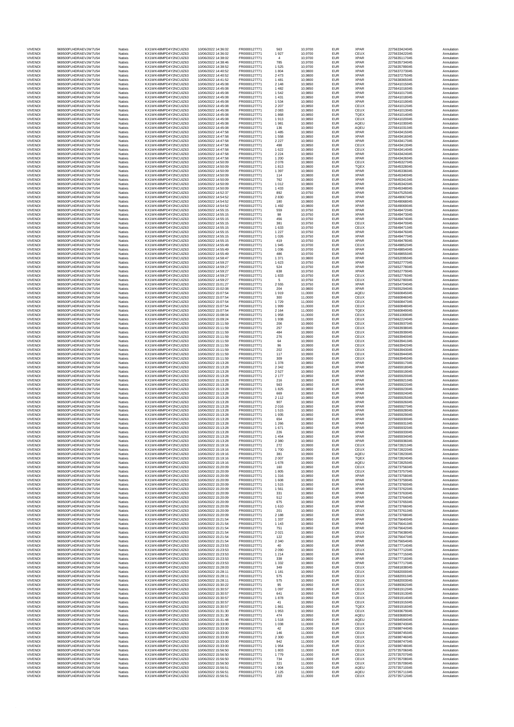| | | | | | | | | | | |
|---|---|---|---|---|---|---|---|---|---|---|
| VIVENDI | 969500FU4DRAEVJW7U54 | Natixis | KX1WK48MPD4Y2NCUIZ63 | 10/06/2022 14:36:02 | FR0000127771 | 563 | 10,9700 | EUR | XPAR | 2275633424045 | Annulation |
| VIVENDI | 969500FU4DRAEVJW7U54 | Natixis | KX1WK48MPD4Y2NCUIZ63 | 10/06/2022 14:36:02 | FR0000127771 | 1 927 | 10,9700 | EUR | CEUX | 2275633422045 | Annulation |
| VIVENDI | 969500FU4DRAEVJW7U54 | Natixis | KX1WK48MPD4Y2NCUIZ63 | 10/06/2022 14:38:02 | FR0000127771 | 4 | 10,9700 | EUR | XPAR | 2275635117045 | Annulation |
| VIVENDI | 969500FU4DRAEVJW7U54 | Natixis | KX1WK48MPD4Y2NCUIZ63 | 10/06/2022 14:38:46 | FR0000127771 | 785 | 10,9700 | EUR | XPAR | 2275635734045 | Annulation |
| VIVENDI | 969500FU4DRAEVJW7U54 | Natixis | KX1WK48MPD4Y2NCUIZ63 | 10/06/2022 14:38:52 | FR0000127771 | 1 525 | 10,9700 | EUR | XPAR | 2275635789045 | Annulation |
| VIVENDI | 969500FU4DRAEVJW7U54 | Natixis | KX1WK48MPD4Y2NCUIZ63 | 10/06/2022 14:40:52 | FR0000127771 | 1 804 | 10,9800 | EUR | XPAR | 2275637273045 | Annulation |
| VIVENDI | 969500FU4DRAEVJW7U54 | Natixis | KX1WK48MPD4Y2NCUIZ63 | 10/06/2022 14:40:52 | FR0000127771 | 2 473 | 10,9800 | EUR | XPAR | 2275637275045 | Annulation |
| VIVENDI | 969500FU4DRAEVJW7U54 | Natixis | KX1WK48MPD4Y2NCUIZ63 | 10/06/2022 14:41:52 | FR0000127771 | 1 481 | 10,9800 | EUR | XPAR | 2275638365045 | Annulation |
| VIVENDI | 969500FU4DRAEVJW7U54 | Natixis | KX1WK48MPD4Y2NCUIZ63 | 10/06/2022 14:45:08 | FR0000127771 | 2 148 | 10,9850 | EUR | XPAR | 2275641015045 | Annulation |
| VIVENDI | 969500FU4DRAEVJW7U54 | Natixis | KX1WK48MPD4Y2NCUIZ63 | 10/06/2022 14:45:08 | FR0000127771 | 1 482 | 10,9850 | EUR | XPAR | 2275641016045 | Annulation |
| VIVENDI | 969500FU4DRAEVJW7U54 | Natixis | KX1WK48MPD4Y2NCUIZ63 | 10/06/2022 14:45:08 | FR0000127771 | 1 542 | 10,9850 | EUR | XPAR | 2275641017045 | Annulation |
| VIVENDI | 969500FU4DRAEVJW7U54 | Natixis | KX1WK48MPD4Y2NCUIZ63 | 10/06/2022 14:45:08 | FR0000127771 | 1 431 | 10,9850 | EUR | XPAR | 2275641018045 | Annulation |
| VIVENDI | 969500FU4DRAEVJW7U54 | Natixis | KX1WK48MPD4Y2NCUIZ63 | 10/06/2022 14:45:08 | FR0000127771 | 1 534 | 10,9850 | EUR | XPAR | 2275641019045 | Annulation |
| VIVENDI | 969500FU4DRAEVJW7U54 | Natixis | KX1WK48MPD4Y2NCUIZ63 | 10/06/2022 14:45:08 | FR0000127771 | 2 207 | 10,9850 | EUR | CEUX | 2275641012045 | Annulation |
| VIVENDI | 969500FU4DRAEVJW7U54 | Natixis | KX1WK48MPD4Y2NCUIZ63 | 10/06/2022 14:45:08 | FR0000127771 | 2 083 | 10,9850 | EUR | CEUX | 2275641013045 | Annulation |
| VIVENDI | 969500FU4DRAEVJW7U54 | Natixis | KX1WK48MPD4Y2NCUIZ63 | 10/06/2022 14:45:08 | FR0000127771 | 1 868 | 10,9850 | EUR | TQEX | 2275641014045 | Annulation |
| VIVENDI | 969500FU4DRAEVJW7U54 | Natixis | KX1WK48MPD4Y2NCUIZ63 | 10/06/2022 14:45:08 | FR0000127771 | 1 913 | 10,9850 | EUR | CEUX | 2275641020045 | Annulation |
| VIVENDI | 969500FU4DRAEVJW7U54 | Natixis | KX1WK48MPD4Y2NCUIZ63 | 10/06/2022 14:45:08 | FR0000127771 | 1 981 | 10,9850 | EUR | AQEU | 2275641030045 | Annulation |
| VIVENDI | 969500FU4DRAEVJW7U54 | Natixis | KX1WK48MPD4Y2NCUIZ63 | 10/06/2022 14:45:08 | FR0000127771 | 136 | 10,9850 | EUR | AQEU | 2275641031045 | Annulation |
| VIVENDI | 969500FU4DRAEVJW7U54 | Natixis | KX1WK48MPD4Y2NCUIZ63 | 10/06/2022 14:47:58 | FR0000127771 | 1 485 | 10,9850 | EUR | XPAR | 2275643415045 | Annulation |
| VIVENDI | 969500FU4DRAEVJW7U54 | Natixis | KX1WK48MPD4Y2NCUIZ63 | 10/06/2022 14:47:58 | FR0000127771 | 1 558 | 10,9850 | EUR | XPAR | 2275643416045 | Annulation |
| VIVENDI | 969500FU4DRAEVJW7U54 | Natixis | KX1WK48MPD4Y2NCUIZ63 | 10/06/2022 14:47:58 | FR0000127771 | 2 227 | 10,9850 | EUR | XPAR | 2275643417045 | Annulation |
| VIVENDI | 969500FU4DRAEVJW7U54 | Natixis | KX1WK48MPD4Y2NCUIZ63 | 10/06/2022 14:47:58 | FR0000127771 | 498 | 10,9850 | EUR | CEUX | 2275643413045 | Annulation |
| VIVENDI | 969500FU4DRAEVJW7U54 | Natixis | KX1WK48MPD4Y2NCUIZ63 | 10/06/2022 14:47:58 | FR0000127771 | 1 622 | 10,9850 | EUR | CEUX | 2275643414045 | Annulation |
| VIVENDI | 969500FU4DRAEVJW7U54 | Natixis | KX1WK48MPD4Y2NCUIZ63 | 10/06/2022 14:47:58 | FR0000127771 | 2 224 | 10,9850 | EUR | XPAR | 2275643424045 | Annulation |
| VIVENDI | 969500FU4DRAEVJW7U54 | Natixis | KX1WK48MPD4Y2NCUIZ63 | 10/06/2022 14:47:58 | FR0000127771 | 1 200 | 10,9850 | EUR | XPAR | 2275643426045 | Annulation |
| VIVENDI | 969500FU4DRAEVJW7U54 | Natixis | KX1WK48MPD4Y2NCUIZ63 | 10/06/2022 14:50:09 | FR0000127771 | 2 078 | 10,9800 | EUR | CEUX | 2275645327045 | Annulation |
| VIVENDI | 969500FU4DRAEVJW7U54 | Natixis | KX1WK48MPD4Y2NCUIZ63 | 10/06/2022 14:50:09 | FR0000127771 | 1 813 | 10,9800 | EUR | TQEX | 2275645328045 | Annulation |
| VIVENDI | 969500FU4DRAEVJW7U54 | Natixis | KX1WK48MPD4Y2NCUIZ63 | 10/06/2022 14:50:09 | FR0000127771 | 1 397 | 10,9800 | EUR | XPAR | 2275645336045 | Annulation |
| VIVENDI | 969500FU4DRAEVJW7U54 | Natixis | KX1WK48MPD4Y2NCUIZ63 | 10/06/2022 14:50:09 | FR0000127771 | 114 | 10,9800 | EUR | XPAR | 2275645340045 | Annulation |
| VIVENDI | 969500FU4DRAEVJW7U54 | Natixis | KX1WK48MPD4Y2NCUIZ63 | 10/06/2022 14:50:09 | FR0000127771 | 762 | 10,9800 | EUR | XPAR | 2275645341045 | Annulation |
| VIVENDI | 969500FU4DRAEVJW7U54 | Natixis | KX1WK48MPD4Y2NCUIZ63 | 10/06/2022 14:50:09 | FR0000127771 | 1 012 | 10,9800 | EUR | XPAR | 2275645342045 | Annulation |
| VIVENDI | 969500FU4DRAEVJW7U54 | Natixis | KX1WK48MPD4Y2NCUIZ63 | 10/06/2022 14:50:09 | FR0000127771 | 1 433 | 10,9800 | EUR | XPAR | 2275645348045 | Annulation |
| VIVENDI | 969500FU4DRAEVJW7U54 | Natixis | KX1WK48MPD4Y2NCUIZ63 | 10/06/2022 14:52:37 | FR0000127771 | 892 | 10,9750 | EUR | XPAR | 2275647525045 | Annulation |
| VIVENDI | 969500FU4DRAEVJW7U54 | Natixis | KX1WK48MPD4Y2NCUIZ63 | 10/06/2022 14:54:52 | FR0000127771 | 2 830 | 10,9800 | EUR | XPAR | 2275649067045 | Annulation |
| VIVENDI | 969500FU4DRAEVJW7U54 | Natixis | KX1WK48MPD4Y2NCUIZ63 | 10/06/2022 14:54:52 | FR0000127771 | 180 | 10,9800 | EUR | XPAR | 2275649068045 | Annulation |
| VIVENDI | 969500FU4DRAEVJW7U54 | Natixis | KX1WK48MPD4Y2NCUIZ63 | 10/06/2022 14:54:52 | FR0000127771 | 1 492 | 10,9800 | EUR | XPAR | 2275649069045 | Annulation |
| VIVENDI | 969500FU4DRAEVJW7U54 | Natixis | KX1WK48MPD4Y2NCUIZ63 | 10/06/2022 14:55:15 | FR0000127771 | 559 | 10,9750 | EUR | XPAR | 2275649472045 | Annulation |
| VIVENDI | 969500FU4DRAEVJW7U54 | Natixis | KX1WK48MPD4Y2NCUIZ63 | 10/06/2022 14:55:15 | FR0000127771 | 98 | 10,9750 | EUR | XPAR | 2275649473045 | Annulation |
| VIVENDI | 969500FU4DRAEVJW7U54 | Natixis | KX1WK48MPD4Y2NCUIZ63 | 10/06/2022 14:55:15 | FR0000127771 | 456 | 10,9750 | EUR | XPAR | 2275649474045 | Annulation |
| VIVENDI | 969500FU4DRAEVJW7U54 | Natixis | KX1WK48MPD4Y2NCUIZ63 | 10/06/2022 14:55:15 | FR0000127771 | 381 | 10,9750 | EUR | CEUX | 2275649470045 | Annulation |
| VIVENDI | 969500FU4DRAEVJW7U54 | Natixis | KX1WK48MPD4Y2NCUIZ63 | 10/06/2022 14:55:15 | FR0000127771 | 1 633 | 10,9750 | EUR | CEUX | 2275649471045 | Annulation |
| VIVENDI | 969500FU4DRAEVJW7U54 | Natixis | KX1WK48MPD4Y2NCUIZ63 | 10/06/2022 14:55:15 | FR0000127771 | 1 227 | 10,9750 | EUR | XPAR | 2275649476045 | Annulation |
| VIVENDI | 969500FU4DRAEVJW7U54 | Natixis | KX1WK48MPD4Y2NCUIZ63 | 10/06/2022 14:55:15 | FR0000127771 | 1 026 | 10,9750 | EUR | XPAR | 2275649477045 | Annulation |
| VIVENDI | 969500FU4DRAEVJW7U54 | Natixis | KX1WK48MPD4Y2NCUIZ63 | 10/06/2022 14:55:15 | FR0000127771 | 419 | 10,9750 | EUR | XPAR | 2275649478045 | Annulation |
| VIVENDI | 969500FU4DRAEVJW7U54 | Natixis | KX1WK48MPD4Y2NCUIZ63 | 10/06/2022 14:55:49 | FR0000127771 | 1 945 | 10,9700 | EUR | CEUX | 2275649852045 | Annulation |
| VIVENDI | 969500FU4DRAEVJW7U54 | Natixis | KX1WK48MPD4Y2NCUIZ63 | 10/06/2022 14:55:49 | FR0000127771 | 1 036 | 10,9700 | EUR | XPAR | 2275649854045 | Annulation |
| VIVENDI | 969500FU4DRAEVJW7U54 | Natixis | KX1WK48MPD4Y2NCUIZ63 | 10/06/2022 14:55:49 | FR0000127771 | 486 | 10,9700 | EUR | XPAR | 2275649855045 | Annulation |
| VIVENDI | 969500FU4DRAEVJW7U54 | Natixis | KX1WK48MPD4Y2NCUIZ63 | 10/06/2022 14:58:47 | FR0000127771 | 1 371 | 10,9800 | EUR | XPAR | 2275652095045 | Annulation |
| VIVENDI | 969500FU4DRAEVJW7U54 | Natixis | KX1WK48MPD4Y2NCUIZ63 | 10/06/2022 14:59:27 | FR0000127771 | 1 623 | 10,9750 | EUR | XPAR | 2275652777045 | Annulation |
| VIVENDI | 969500FU4DRAEVJW7U54 | Natixis | KX1WK48MPD4Y2NCUIZ63 | 10/06/2022 14:59:27 | FR0000127771 | 524 | 10,9750 | EUR | XPAR | 2275652778045 | Annulation |
| VIVENDI | 969500FU4DRAEVJW7U54 | Natixis | KX1WK48MPD4Y2NCUIZ63 | 10/06/2022 14:59:27 | FR0000127771 | 638 | 10,9750 | EUR | XPAR | 2275652779045 | Annulation |
| VIVENDI | 969500FU4DRAEVJW7U54 | Natixis | KX1WK48MPD4Y2NCUIZ63 | 10/06/2022 14:59:27 | FR0000127771 | 1 833 | 10,9750 | EUR | CEUX | 2275652776045 | Annulation |
| VIVENDI | 969500FU4DRAEVJW7U54 | Natixis | KX1WK48MPD4Y2NCUIZ63 | 10/06/2022 14:59:27 | FR0000127771 | 5 | 10,9750 | EUR | CEUX | 2275652780045 | Annulation |
| VIVENDI | 969500FU4DRAEVJW7U54 | Natixis | KX1WK48MPD4Y2NCUIZ63 | 10/06/2022 15:01:27 | FR0000127771 | 2 555 | 10,9750 | EUR | XPAR | 2275654704045 | Annulation |
| VIVENDI | 969500FU4DRAEVJW7U54 | Natixis | KX1WK48MPD4Y2NCUIZ63 | 10/06/2022 15:02:08 | FR0000127771 | 204 | 10,9800 | EUR | XPAR | 2275655294045 | Annulation |
| VIVENDI | 969500FU4DRAEVJW7U54 | Natixis | KX1WK48MPD4Y2NCUIZ63 | 10/06/2022 15:07:54 | FR0000127771 | 1 919 | 11,0000 | EUR | AQEU | 2275660845045 | Annulation |
| VIVENDI | 969500FU4DRAEVJW7U54 | Natixis | KX1WK48MPD4Y2NCUIZ63 | 10/06/2022 15:07:54 | FR0000127771 | 300 | 11,0000 | EUR | CEUX | 2275660846045 | Annulation |
| VIVENDI | 969500FU4DRAEVJW7U54 | Natixis | KX1WK48MPD4Y2NCUIZ63 | 10/06/2022 15:07:54 | FR0000127771 | 1 729 | 11,0000 | EUR | CEUX | 2275660847045 | Annulation |
| VIVENDI | 969500FU4DRAEVJW7U54 | Natixis | KX1WK48MPD4Y2NCUIZ63 | 10/06/2022 15:07:54 | FR0000127771 | 1 999 | 11,0000 | EUR | CEUX | 2275660848045 | Annulation |
| VIVENDI | 969500FU4DRAEVJW7U54 | Natixis | KX1WK48MPD4Y2NCUIZ63 | 10/06/2022 15:07:54 | FR0000127771 | 2 164 | 11,0000 | EUR | TQEX | 2275660849045 | Annulation |
| VIVENDI | 969500FU4DRAEVJW7U54 | Natixis | KX1WK48MPD4Y2NCUIZ63 | 10/06/2022 15:08:04 | FR0000127771 | 1 958 | 11,0000 | EUR | CEUX | 2275661069045 | Annulation |
| VIVENDI | 969500FU4DRAEVJW7U54 | Natixis | KX1WK48MPD4Y2NCUIZ63 | 10/06/2022 15:09:24 | FR0000127771 | 1 938 | 11,0000 | EUR | CEUX | 2275662224045 | Annulation |
| VIVENDI | 969500FU4DRAEVJW7U54 | Natixis | KX1WK48MPD4Y2NCUIZ63 | 10/06/2022 15:11:59 | FR0000127771 | 206 | 10,9900 | EUR | CEUX | 2275663937045 | Annulation |
| VIVENDI | 969500FU4DRAEVJW7U54 | Natixis | KX1WK48MPD4Y2NCUIZ63 | 10/06/2022 15:11:59 | FR0000127771 | 257 | 10,9900 | EUR | CEUX | 2275663938045 | Annulation |
| VIVENDI | 969500FU4DRAEVJW7U54 | Natixis | KX1WK48MPD4Y2NCUIZ63 | 10/06/2022 15:11:59 | FR0000127771 | 484 | 10,9900 | EUR | CEUX | 2275663939045 | Annulation |
| VIVENDI | 969500FU4DRAEVJW7U54 | Natixis | KX1WK48MPD4Y2NCUIZ63 | 10/06/2022 15:11:59 | FR0000127771 | 276 | 10,9900 | EUR | CEUX | 2275663940045 | Annulation |
| VIVENDI | 969500FU4DRAEVJW7U54 | Natixis | KX1WK48MPD4Y2NCUIZ63 | 10/06/2022 15:11:59 | FR0000127771 | 64 | 10,9900 | EUR | CEUX | 2275663941045 | Annulation |
| VIVENDI | 969500FU4DRAEVJW7U54 | Natixis | KX1WK48MPD4Y2NCUIZ63 | 10/06/2022 15:11:59 | FR0000127771 | 96 | 10,9900 | EUR | CEUX | 2275663942045 | Annulation |
| VIVENDI | 969500FU4DRAEVJW7U54 | Natixis | KX1WK48MPD4Y2NCUIZ63 | 10/06/2022 15:11:59 | FR0000127771 | 202 | 10,9900 | EUR | CEUX | 2275663943045 | Annulation |
| VIVENDI | 969500FU4DRAEVJW7U54 | Natixis | KX1WK48MPD4Y2NCUIZ63 | 10/06/2022 15:11:59 | FR0000127771 | 117 | 10,9900 | EUR | CEUX | 2275663944045 | Annulation |
| VIVENDI | 969500FU4DRAEVJW7U54 | Natixis | KX1WK48MPD4Y2NCUIZ63 | 10/06/2022 15:11:59 | FR0000127771 | 309 | 10,9900 | EUR | CEUX | 2275663945045 | Annulation |
| VIVENDI | 969500FU4DRAEVJW7U54 | Natixis | KX1WK48MPD4Y2NCUIZ63 | 10/06/2022 15:13:28 | FR0000127771 | 1 378 | 10,9850 | EUR | XPAR | 2275665917045 | Annulation |
| VIVENDI | 969500FU4DRAEVJW7U54 | Natixis | KX1WK48MPD4Y2NCUIZ63 | 10/06/2022 15:13:28 | FR0000127771 | 2 342 | 10,9850 | EUR | XPAR | 2275665918045 | Annulation |
| VIVENDI | 969500FU4DRAEVJW7U54 | Natixis | KX1WK48MPD4Y2NCUIZ63 | 10/06/2022 15:13:28 | FR0000127771 | 2 527 | 10,9850 | EUR | XPAR | 2275665919045 | Annulation |
| VIVENDI | 969500FU4DRAEVJW7U54 | Natixis | KX1WK48MPD4Y2NCUIZ63 | 10/06/2022 15:13:28 | FR0000127771 | 2 177 | 10,9850 | EUR | XPAR | 2275665920045 | Annulation |
| VIVENDI | 969500FU4DRAEVJW7U54 | Natixis | KX1WK48MPD4Y2NCUIZ63 | 10/06/2022 15:13:28 | FR0000127771 | 216 | 10,9850 | EUR | XPAR | 2275665921045 | Annulation |
| VIVENDI | 969500FU4DRAEVJW7U54 | Natixis | KX1WK48MPD4Y2NCUIZ63 | 10/06/2022 15:13:28 | FR0000127771 | 563 | 10,9850 | EUR | XPAR | 2275665922045 | Annulation |
| VIVENDI | 969500FU4DRAEVJW7U54 | Natixis | KX1WK48MPD4Y2NCUIZ63 | 10/06/2022 15:13:28 | FR0000127771 | 1 825 | 10,9850 | EUR | XPAR | 2275665923045 | Annulation |
| VIVENDI | 969500FU4DRAEVJW7U54 | Natixis | KX1WK48MPD4Y2NCUIZ63 | 10/06/2022 15:13:28 | FR0000127771 | 669 | 10,9850 | EUR | XPAR | 2275665924045 | Annulation |
| VIVENDI | 969500FU4DRAEVJW7U54 | Natixis | KX1WK48MPD4Y2NCUIZ63 | 10/06/2022 15:13:28 | FR0000127771 | 2 112 | 10,9850 | EUR | XPAR | 2275665925045 | Annulation |
| VIVENDI | 969500FU4DRAEVJW7U54 | Natixis | KX1WK48MPD4Y2NCUIZ63 | 10/06/2022 15:13:28 | FR0000127771 | 907 | 10,9850 | EUR | XPAR | 2275665926045 | Annulation |
| VIVENDI | 969500FU4DRAEVJW7U54 | Natixis | KX1WK48MPD4Y2NCUIZ63 | 10/06/2022 15:13:28 | FR0000127771 | 2 016 | 10,9850 | EUR | XPAR | 2275665927045 | Annulation |
| VIVENDI | 969500FU4DRAEVJW7U54 | Natixis | KX1WK48MPD4Y2NCUIZ63 | 10/06/2022 15:13:28 | FR0000127771 | 1 515 | 10,9850 | EUR | XPAR | 2275665928045 | Annulation |
| VIVENDI | 969500FU4DRAEVJW7U54 | Natixis | KX1WK48MPD4Y2NCUIZ63 | 10/06/2022 15:13:28 | FR0000127771 | 1 935 | 10,9850 | EUR | XPAR | 2275665929045 | Annulation |
| VIVENDI | 969500FU4DRAEVJW7U54 | Natixis | KX1WK48MPD4Y2NCUIZ63 | 10/06/2022 15:13:28 | FR0000127771 | 654 | 10,9850 | EUR | XPAR | 2275665930045 | Annulation |
| VIVENDI | 969500FU4DRAEVJW7U54 | Natixis | KX1WK48MPD4Y2NCUIZ63 | 10/06/2022 15:13:28 | FR0000127771 | 1 266 | 10,9850 | EUR | XPAR | 2275665931045 | Annulation |
| VIVENDI | 969500FU4DRAEVJW7U54 | Natixis | KX1WK48MPD4Y2NCUIZ63 | 10/06/2022 15:13:28 | FR0000127771 | 1 671 | 10,9850 | EUR | XPAR | 2275665932045 | Annulation |
| VIVENDI | 969500FU4DRAEVJW7U54 | Natixis | KX1WK48MPD4Y2NCUIZ63 | 10/06/2022 15:13:28 | FR0000127771 | 226 | 10,9850 | EUR | XPAR | 2275665933045 | Annulation |
| VIVENDI | 969500FU4DRAEVJW7U54 | Natixis | KX1WK48MPD4Y2NCUIZ63 | 10/06/2022 15:13:28 | FR0000127771 | 1 454 | 10,9850 | EUR | XPAR | 2275665934045 | Annulation |
| VIVENDI | 969500FU4DRAEVJW7U54 | Natixis | KX1WK48MPD4Y2NCUIZ63 | 10/06/2022 15:13:28 | FR0000127771 | 2 380 | 10,9850 | EUR | XPAR | 2275665936045 | Annulation |
| VIVENDI | 969500FU4DRAEVJW7U54 | Natixis | KX1WK48MPD4Y2NCUIZ63 | 10/06/2022 15:19:16 | FR0000127771 | 272 | 10,9900 | EUR | CEUX | 2275672821045 | Annulation |
| VIVENDI | 969500FU4DRAEVJW7U54 | Natixis | KX1WK48MPD4Y2NCUIZ63 | 10/06/2022 15:19:16 | FR0000127771 | 1 700 | 10,9900 | EUR | CEUX | 2275672822045 | Annulation |
| VIVENDI | 969500FU4DRAEVJW7U54 | Natixis | KX1WK48MPD4Y2NCUIZ63 | 10/06/2022 15:19:16 | FR0000127771 | 381 | 10,9900 | EUR | AQEU | 2275672823045 | Annulation |
| VIVENDI | 969500FU4DRAEVJW7U54 | Natixis | KX1WK48MPD4Y2NCUIZ63 | 10/06/2022 15:19:16 | FR0000127771 | 2 007 | 10,9900 | EUR | TQEX | 2275672824045 | Annulation |
| VIVENDI | 969500FU4DRAEVJW7U54 | Natixis | KX1WK48MPD4Y2NCUIZ63 | 10/06/2022 15:19:16 | FR0000127771 | 1 678 | 10,9900 | EUR | AQEU | 2275672825045 | Annulation |
| VIVENDI | 969500FU4DRAEVJW7U54 | Natixis | KX1WK48MPD4Y2NCUIZ63 | 10/06/2022 15:20:09 | FR0000127771 | 160 | 10,9850 | EUR | CEUX | 2275673756045 | Annulation |
| VIVENDI | 969500FU4DRAEVJW7U54 | Natixis | KX1WK48MPD4Y2NCUIZ63 | 10/06/2022 15:20:09 | FR0000127771 | 1 805 | 10,9850 | EUR | CEUX | 2275673757045 | Annulation |
| VIVENDI | 969500FU4DRAEVJW7U54 | Natixis | KX1WK48MPD4Y2NCUIZ63 | 10/06/2022 15:20:09 | FR0000127771 | 1 316 | 10,9850 | EUR | XPAR | 2275673758045 | Annulation |
| VIVENDI | 969500FU4DRAEVJW7U54 | Natixis | KX1WK48MPD4Y2NCUIZ63 | 10/06/2022 15:20:09 | FR0000127771 | 1 608 | 10,9850 | EUR | XPAR | 2275673759045 | Annulation |
| VIVENDI | 969500FU4DRAEVJW7U54 | Natixis | KX1WK48MPD4Y2NCUIZ63 | 10/06/2022 15:20:09 | FR0000127771 | 1 515 | 10,9850 | EUR | XPAR | 2275673760045 | Annulation |
| VIVENDI | 969500FU4DRAEVJW7U54 | Natixis | KX1WK48MPD4Y2NCUIZ63 | 10/06/2022 15:20:09 | FR0000127771 | 1 561 | 10,9850 | EUR | XPAR | 2275673762045 | Annulation |
| VIVENDI | 969500FU4DRAEVJW7U54 | Natixis | KX1WK48MPD4Y2NCUIZ63 | 10/06/2022 15:20:09 | FR0000127771 | 331 | 10,9850 | EUR | XPAR | 2275673763045 | Annulation |
| VIVENDI | 969500FU4DRAEVJW7U54 | Natixis | KX1WK48MPD4Y2NCUIZ63 | 10/06/2022 15:20:09 | FR0000127771 | 512 | 10,9850 | EUR | XPAR | 2275673764045 | Annulation |
| VIVENDI | 969500FU4DRAEVJW7U54 | Natixis | KX1WK48MPD4Y2NCUIZ63 | 10/06/2022 15:20:09 | FR0000127771 | 675 | 10,9850 | EUR | XPAR | 2275673765045 | Annulation |
| VIVENDI | 969500FU4DRAEVJW7U54 | Natixis | KX1WK48MPD4Y2NCUIZ63 | 10/06/2022 15:20:09 | FR0000127771 | 1 610 | 10,9850 | EUR | XPAR | 2275673766045 | Annulation |
| VIVENDI | 969500FU4DRAEVJW7U54 | Natixis | KX1WK48MPD4Y2NCUIZ63 | 10/06/2022 15:20:09 | FR0000127771 | 201 | 10,9850 | EUR | CEUX | 2275673761045 | Annulation |
| VIVENDI | 969500FU4DRAEVJW7U54 | Natixis | KX1WK48MPD4Y2NCUIZ63 | 10/06/2022 15:20:09 | FR0000127771 | 2 188 | 10,9850 | EUR | XPAR | 2275673768045 | Annulation |
| VIVENDI | 969500FU4DRAEVJW7U54 | Natixis | KX1WK48MPD4Y2NCUIZ63 | 10/06/2022 15:21:54 | FR0000127771 | 1 337 | 10,9850 | EUR | XPAR | 2275675640045 | Annulation |
| VIVENDI | 969500FU4DRAEVJW7U54 | Natixis | KX1WK48MPD4Y2NCUIZ63 | 10/06/2022 15:21:54 | FR0000127771 | 1 143 | 10,9850 | EUR | XPAR | 2275675641045 | Annulation |
| VIVENDI | 969500FU4DRAEVJW7U54 | Natixis | KX1WK48MPD4Y2NCUIZ63 | 10/06/2022 15:21:54 | FR0000127771 | 751 | 10,9850 | EUR | XPAR | 2275675642045 | Annulation |
| VIVENDI | 969500FU4DRAEVJW7U54 | Natixis | KX1WK48MPD4Y2NCUIZ63 | 10/06/2022 15:21:54 | FR0000127771 | 2 021 | 10,9850 | EUR | CEUX | 2275675638045 | Annulation |
| VIVENDI | 969500FU4DRAEVJW7U54 | Natixis | KX1WK48MPD4Y2NCUIZ63 | 10/06/2022 15:21:54 | FR0000127771 | 122 | 10,9850 | EUR | XPAR | 2275675647045 | Annulation |
| VIVENDI | 969500FU4DRAEVJW7U54 | Natixis | KX1WK48MPD4Y2NCUIZ63 | 10/06/2022 15:21:54 | FR0000127771 | 2 340 | 10,9850 | EUR | XPAR | 2275675654045 | Annulation |
| VIVENDI | 969500FU4DRAEVJW7U54 | Natixis | KX1WK48MPD4Y2NCUIZ63 | 10/06/2022 15:23:53 | FR0000127771 | 40 | 10,9800 | EUR | XPAR | 2275677714045 | Annulation |
| VIVENDI | 969500FU4DRAEVJW7U54 | Natixis | KX1WK48MPD4Y2NCUIZ63 | 10/06/2022 15:23:53 | FR0000127771 | 2 090 | 10,9800 | EUR | CEUX | 2275677712045 | Annulation |
| VIVENDI | 969500FU4DRAEVJW7U54 | Natixis | KX1WK48MPD4Y2NCUIZ63 | 10/06/2022 15:23:53 | FR0000127771 | 1 214 | 10,9800 | EUR | XPAR | 2275677715045 | Annulation |
| VIVENDI | 969500FU4DRAEVJW7U54 | Natixis | KX1WK48MPD4Y2NCUIZ63 | 10/06/2022 15:23:53 | FR0000127771 | 338 | 10,9800 | EUR | XPAR | 2275677716045 | Annulation |
| VIVENDI | 969500FU4DRAEVJW7U54 | Natixis | KX1WK48MPD4Y2NCUIZ63 | 10/06/2022 15:23:53 | FR0000127771 | 1 332 | 10,9800 | EUR | XPAR | 2275677717045 | Annulation |
| VIVENDI | 969500FU4DRAEVJW7U54 | Natixis | KX1WK48MPD4Y2NCUIZ63 | 10/06/2022 15:28:03 | FR0000127771 | 349 | 10,9950 | EUR | CEUX | 2275681838045 | Annulation |
| VIVENDI | 969500FU4DRAEVJW7U54 | Natixis | KX1WK48MPD4Y2NCUIZ63 | 10/06/2022 15:28:11 | FR0000127771 | 1 181 | 10,9950 | EUR | CEUX | 2275682000045 | Annulation |
| VIVENDI | 969500FU4DRAEVJW7U54 | Natixis | KX1WK48MPD4Y2NCUIZ63 | 10/06/2022 15:28:11 | FR0000127771 | 575 | 10,9950 | EUR | CEUX | 2275682001045 | Annulation |
| VIVENDI | 969500FU4DRAEVJW7U54 | Natixis | KX1WK48MPD4Y2NCUIZ63 | 10/06/2022 15:28:11 | FR0000127771 | 575 | 10,9950 | EUR | CEUX | 2275682003045 | Annulation |
| VIVENDI | 969500FU4DRAEVJW7U54 | Natixis | KX1WK48MPD4Y2NCUIZ63 | 10/06/2022 15:30:22 | FR0000127771 | 95 | 10,9950 | EUR | CEUX | 2275689362045 | Annulation |
| VIVENDI | 969500FU4DRAEVJW7U54 | Natixis | KX1WK48MPD4Y2NCUIZ63 | 10/06/2022 15:30:57 | FR0000127771 | 1 097 | 10,9950 | EUR | CEUX | 2275691912045 | Annulation |
| VIVENDI | 969500FU4DRAEVJW7U54 | Natixis | KX1WK48MPD4Y2NCUIZ63 | 10/06/2022 15:30:57 | FR0000127771 | 641 | 10,9950 | EUR | CEUX | 2275691913045 | Annulation |
| VIVENDI | 969500FU4DRAEVJW7U54 | Natixis | KX1WK48MPD4Y2NCUIZ63 | 10/06/2022 15:30:57 | FR0000127771 | 1 878 | 10,9950 | EUR | CEUX | 2275691914045 | Annulation |
| VIVENDI | 969500FU4DRAEVJW7U54 | Natixis | KX1WK48MPD4Y2NCUIZ63 | 10/06/2022 15:30:57 | FR0000127771 | 41 | 10,9950 | EUR | CEUX | 2275691915045 | Annulation |
| VIVENDI | 969500FU4DRAEVJW7U54 | Natixis | KX1WK48MPD4Y2NCUIZ63 | 10/06/2022 15:30:57 | FR0000127771 | 1 861 | 10,9950 | EUR | TQEX | 2275691916045 | Annulation |
| VIVENDI | 969500FU4DRAEVJW7U54 | Natixis | KX1WK48MPD4Y2NCUIZ63 | 10/06/2022 15:31:30 | FR0000127771 | 1 953 | 10,9950 | EUR | CEUX | 2275693679045 | Annulation |
| VIVENDI | 969500FU4DRAEVJW7U54 | Natixis | KX1WK48MPD4Y2NCUIZ63 | 10/06/2022 15:31:30 | FR0000127771 | 474 | 10,9950 | EUR | AQEU | 2275693680045 | Annulation |
| VIVENDI | 969500FU4DRAEVJW7U54 | Natixis | KX1WK48MPD4Y2NCUIZ63 | 10/06/2022 15:31:48 | FR0000127771 | 1 518 | 10,9950 | EUR | AQEU | 2275694594045 | Annulation |
| VIVENDI | 969500FU4DRAEVJW7U54 | Natixis | KX1WK48MPD4Y2NCUIZ63 | 10/06/2022 15:33:00 | FR0000127771 | 1 038 | 11,0000 | EUR | CEUX | 2275698743045 | Annulation |
| VIVENDI | 969500FU4DRAEVJW7U54 | Natixis | KX1WK48MPD4Y2NCUIZ63 | 10/06/2022 15:33:00 | FR0000127771 | 42 | 11,0000 | EUR | CEUX | 2275698744045 | Annulation |
| VIVENDI | 969500FU4DRAEVJW7U54 | Natixis | KX1WK48MPD4Y2NCUIZ63 | 10/06/2022 15:33:00 | FR0000127771 | 146 | 11,0000 | EUR | CEUX | 2275698745045 | Annulation |
| VIVENDI | 969500FU4DRAEVJW7U54 | Natixis | KX1WK48MPD4Y2NCUIZ63 | 10/06/2022 15:33:00 | FR0000127771 | 2 300 | 11,0000 | EUR | CEUX | 2275698746045 | Annulation |
| VIVENDI | 969500FU4DRAEVJW7U54 | Natixis | KX1WK48MPD4Y2NCUIZ63 | 10/06/2022 15:33:00 | FR0000127771 | 942 | 11,0000 | EUR | CEUX | 2275698747045 | Annulation |
| VIVENDI | 969500FU4DRAEVJW7U54 | Natixis | KX1WK48MPD4Y2NCUIZ63 | 10/06/2022 15:33:00 | FR0000127771 | 1 954 | 11,0000 | EUR | CEUX | 2275698748045 | Annulation |
| VIVENDI | 969500FU4DRAEVJW7U54 | Natixis | KX1WK48MPD4Y2NCUIZ63 | 10/06/2022 15:56:50 | FR0000127771 | 1 803 | 11,0000 | EUR | CEUX | 2275735706045 | Annulation |
| VIVENDI | 969500FU4DRAEVJW7U54 | Natixis | KX1WK48MPD4Y2NCUIZ63 | 10/06/2022 15:56:50 | FR0000127771 | 1 779 | 11,0000 | EUR | CEUX | 2275735707045 | Annulation |
| VIVENDI | 969500FU4DRAEVJW7U54 | Natixis | KX1WK48MPD4Y2NCUIZ63 | 10/06/2022 15:56:50 | FR0000127771 | 734 | 11,0000 | EUR | CEUX | 2275735708045 | Annulation |
| VIVENDI | 969500FU4DRAEVJW7U54 | Natixis | KX1WK48MPD4Y2NCUIZ63 | 10/06/2022 15:56:50 | FR0000127771 | 321 | 11,0000 | EUR | CEUX | 2275735709045 | Annulation |
| VIVENDI | 969500FU4DRAEVJW7U54 | Natixis | KX1WK48MPD4Y2NCUIZ63 | 10/06/2022 15:56:51 | FR0000127771 | 1 904 | 11,0000 | EUR | AQEU | 2275735710045 | Annulation |
| VIVENDI | 969500FU4DRAEVJW7U54 | Natixis | KX1WK48MPD4Y2NCUIZ63 | 10/06/2022 15:56:51 | FR0000127771 | 2 125 | 11,0000 | EUR | AQEU | 2275735711045 | Annulation |
| VIVENDI | 969500FU4DRAEVJW7U54 | Natixis | KX1WK48MPD4Y2NCUIZ63 | 10/06/2022 15:56:51 | FR0000127771 | 203 | 11,0000 | EUR | CEUX | 2275735712045 | Annulation |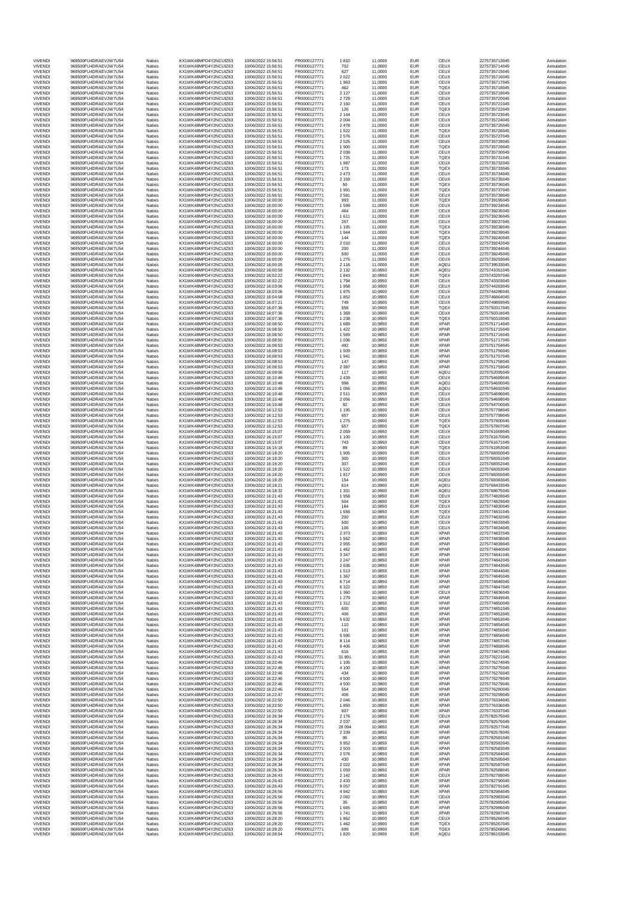| | | | | | | | | | | | |
|---|---|---|---|---|---|---|---|---|---|---|---|
| VIVENDI | 969500FU4DRAEVJW7U54 | Natixis | KX1WK48MPD4Y2NCUIZ63 | 10/06/2022 15:56:51 | FR0000127771 | 1 810 | 11,0000 | EUR | CEUX | 2275735713045 | Annulation |
| VIVENDI | 969500FU4DRAEVJW7U54 | Natixis | KX1WK48MPD4Y2NCUIZ63 | 10/06/2022 15:56:51 | FR0000127771 | 702 | 11,0000 | EUR | CEUX | 2275735714045 | Annulation |
| VIVENDI | 969500FU4DRAEVJW7U54 | Natixis | KX1WK48MPD4Y2NCUIZ63 | 10/06/2022 15:56:51 | FR0000127771 | 627 | 11,0000 | EUR | CEUX | 2275735715045 | Annulation |
| VIVENDI | 969500FU4DRAEVJW7U54 | Natixis | KX1WK48MPD4Y2NCUIZ63 | 10/06/2022 15:56:51 | FR0000127771 | 2 022 | 11,0000 | EUR | CEUX | 2275735716045 | Annulation |
| VIVENDI | 969500FU4DRAEVJW7U54 | Natixis | KX1WK48MPD4Y2NCUIZ63 | 10/06/2022 15:56:51 | FR0000127771 | 1 963 | 11,0000 | EUR | CEUX | 2275735717045 | Annulation |
| VIVENDI | 969500FU4DRAEVJW7U54 | Natixis | KX1WK48MPD4Y2NCUIZ63 | 10/06/2022 15:56:51 | FR0000127771 | 462 | 11,0000 | EUR | TQEX | 2275735718045 | Annulation |
| VIVENDI | 969500FU4DRAEVJW7U54 | Natixis | KX1WK48MPD4Y2NCUIZ63 | 10/06/2022 15:56:51 | FR0000127771 | 2 127 | 11,0000 | EUR | CEUX | 2275735719045 | Annulation |
| VIVENDI | 969500FU4DRAEVJW7U54 | Natixis | KX1WK48MPD4Y2NCUIZ63 | 10/06/2022 15:56:51 | FR0000127771 | 2 729 | 11,0000 | EUR | CEUX | 2275735720045 | Annulation |
| VIVENDI | 969500FU4DRAEVJW7U54 | Natixis | KX1WK48MPD4Y2NCUIZ63 | 10/06/2022 15:56:51 | FR0000127771 | 2 160 | 11,0000 | EUR | CEUX | 2275735721045 | Annulation |
| VIVENDI | 969500FU4DRAEVJW7U54 | Natixis | KX1WK48MPD4Y2NCUIZ63 | 10/06/2022 15:56:51 | FR0000127771 | 126 | 11,0000 | EUR | TQEX | 2275735722045 | Annulation |
| VIVENDI | 969500FU4DRAEVJW7U54 | Natixis | KX1WK48MPD4Y2NCUIZ63 | 10/06/2022 15:56:51 | FR0000127771 | 2 144 | 11,0000 | EUR | CEUX | 2275735723045 | Annulation |
| VIVENDI | 969500FU4DRAEVJW7U54 | Natixis | KX1WK48MPD4Y2NCUIZ63 | 10/06/2022 15:56:51 | FR0000127771 | 2 004 | 11,0000 | EUR | CEUX | 2275735724045 | Annulation |
| VIVENDI | 969500FU4DRAEVJW7U54 | Natixis | KX1WK48MPD4Y2NCUIZ63 | 10/06/2022 15:56:51 | FR0000127771 | 2 478 | 11,0000 | EUR | CEUX | 2275735725045 | Annulation |
| VIVENDI | 969500FU4DRAEVJW7U54 | Natixis | KX1WK48MPD4Y2NCUIZ63 | 10/06/2022 15:56:51 | FR0000127771 | 1 522 | 11,0000 | EUR | TQEX | 2275735726045 | Annulation |
| VIVENDI | 969500FU4DRAEVJW7U54 | Natixis | KX1WK48MPD4Y2NCUIZ63 | 10/06/2022 15:56:51 | FR0000127771 | 2 576 | 11,0000 | EUR | CEUX | 2275735727045 | Annulation |
| VIVENDI | 969500FU4DRAEVJW7U54 | Natixis | KX1WK48MPD4Y2NCUIZ63 | 10/06/2022 15:56:51 | FR0000127771 | 2 525 | 11,0000 | EUR | CEUX | 2275735728045 | Annulation |
| VIVENDI | 969500FU4DRAEVJW7U54 | Natixis | KX1WK48MPD4Y2NCUIZ63 | 10/06/2022 15:56:51 | FR0000127771 | 1 900 | 11,0000 | EUR | TQEX | 2275735729045 | Annulation |
| VIVENDI | 969500FU4DRAEVJW7U54 | Natixis | KX1WK48MPD4Y2NCUIZ63 | 10/06/2022 15:56:51 | FR0000127771 | 2 038 | 11,0000 | EUR | CEUX | 2275735730045 | Annulation |
| VIVENDI | 969500FU4DRAEVJW7U54 | Natixis | KX1WK48MPD4Y2NCUIZ63 | 10/06/2022 15:56:51 | FR0000127771 | 1 725 | 11,0000 | EUR | TQEX | 2275735731045 | Annulation |
| VIVENDI | 969500FU4DRAEVJW7U54 | Natixis | KX1WK48MPD4Y2NCUIZ63 | 10/06/2022 15:56:51 | FR0000127771 | 1 987 | 11,0000 | EUR | CEUX | 2275735732045 | Annulation |
| VIVENDI | 969500FU4DRAEVJW7U54 | Natixis | KX1WK48MPD4Y2NCUIZ63 | 10/06/2022 15:56:51 | FR0000127771 | 173 | 11,0000 | EUR | TQEX | 2275735733045 | Annulation |
| VIVENDI | 969500FU4DRAEVJW7U54 | Natixis | KX1WK48MPD4Y2NCUIZ63 | 10/06/2022 15:56:51 | FR0000127771 | 2 473 | 11,0000 | EUR | CEUX | 2275735734045 | Annulation |
| VIVENDI | 969500FU4DRAEVJW7U54 | Natixis | KX1WK48MPD4Y2NCUIZ63 | 10/06/2022 15:56:51 | FR0000127771 | 2 159 | 11,0000 | EUR | CEUX | 2275735735045 | Annulation |
| VIVENDI | 969500FU4DRAEVJW7U54 | Natixis | KX1WK48MPD4Y2NCUIZ63 | 10/06/2022 15:56:51 | FR0000127771 | 50 | 11,0000 | EUR | TQEX | 2275735736045 | Annulation |
| VIVENDI | 969500FU4DRAEVJW7U54 | Natixis | KX1WK48MPD4Y2NCUIZ63 | 10/06/2022 15:56:51 | FR0000127771 | 1 991 | 11,0000 | EUR | TQEX | 2275735737045 | Annulation |
| VIVENDI | 969500FU4DRAEVJW7U54 | Natixis | KX1WK48MPD4Y2NCUIZ63 | 10/06/2022 15:56:51 | FR0000127771 | 2 581 | 11,0000 | EUR | CEUX | 2275735739045 | Annulation |
| VIVENDI | 969500FU4DRAEVJW7U54 | Natixis | KX1WK48MPD4Y2NCUIZ63 | 10/06/2022 16:00:00 | FR0000127771 | 993 | 11,0000 | EUR | TQEX | 2275739195045 | Annulation |
| VIVENDI | 969500FU4DRAEVJW7U54 | Natixis | KX1WK48MPD4Y2NCUIZ63 | 10/06/2022 16:00:00 | FR0000127771 | 1 599 | 11,0000 | EUR | CEUX | 2275739234045 | Annulation |
| VIVENDI | 969500FU4DRAEVJW7U54 | Natixis | KX1WK48MPD4Y2NCUIZ63 | 10/06/2022 16:00:00 | FR0000127771 | 464 | 11,0000 | EUR | CEUX | 2275739235045 | Annulation |
| VIVENDI | 969500FU4DRAEVJW7U54 | Natixis | KX1WK48MPD4Y2NCUIZ63 | 10/06/2022 16:00:00 | FR0000127771 | 1 611 | 11,0000 | EUR | CEUX | 2275739236045 | Annulation |
| VIVENDI | 969500FU4DRAEVJW7U54 | Natixis | KX1WK48MPD4Y2NCUIZ63 | 10/06/2022 16:00:00 | FR0000127771 | 257 | 11,0000 | EUR | CEUX | 2275739237045 | Annulation |
| VIVENDI | 969500FU4DRAEVJW7U54 | Natixis | KX1WK48MPD4Y2NCUIZ63 | 10/06/2022 16:00:00 | FR0000127771 | 1 195 | 11,0000 | EUR | TQEX | 2275739238045 | Annulation |
| VIVENDI | 969500FU4DRAEVJW7U54 | Natixis | KX1WK48MPD4Y2NCUIZ63 | 10/06/2022 16:00:00 | FR0000127771 | 1 944 | 11,0000 | EUR | TQEX | 2275739239045 | Annulation |
| VIVENDI | 969500FU4DRAEVJW7U54 | Natixis | KX1WK48MPD4Y2NCUIZ63 | 10/06/2022 16:00:00 | FR0000127771 | 144 | 11,0000 | EUR | TQEX | 2275739240045 | Annulation |
| VIVENDI | 969500FU4DRAEVJW7U54 | Natixis | KX1WK48MPD4Y2NCUIZ63 | 10/06/2022 16:00:00 | FR0000127771 | 2 010 | 11,0000 | EUR | CEUX | 2275739242045 | Annulation |
| VIVENDI | 969500FU4DRAEVJW7U54 | Natixis | KX1WK48MPD4Y2NCUIZ63 | 10/06/2022 16:00:00 | FR0000127771 | 200 | 11,0000 | EUR | CEUX | 2275739244045 | Annulation |
| VIVENDI | 969500FU4DRAEVJW7U54 | Natixis | KX1WK48MPD4Y2NCUIZ63 | 10/06/2022 16:00:00 | FR0000127771 | 500 | 11,0000 | EUR | CEUX | 2275739245045 | Annulation |
| VIVENDI | 969500FU4DRAEVJW7U54 | Natixis | KX1WK48MPD4Y2NCUIZ63 | 10/06/2022 16:00:00 | FR0000127771 | 1 275 | 11,0000 | EUR | CEUX | 2275739293045 | Annulation |
| VIVENDI | 969500FU4DRAEVJW7U54 | Natixis | KX1WK48MPD4Y2NCUIZ63 | 10/06/2022 16:00:05 | FR0000127771 | 2 116 | 11,0000 | EUR | AQEU | 2275739533045 | Annulation |
| VIVENDI | 969500FU4DRAEVJW7U54 | Natixis | KX1WK48MPD4Y2NCUIZ63 | 10/06/2022 16:00:58 | FR0000127771 | 2 132 | 10,9950 | EUR | AQEU | 2275741051045 | Annulation |
| VIVENDI | 969500FU4DRAEVJW7U54 | Natixis | KX1WK48MPD4Y2NCUIZ63 | 10/06/2022 16:02:22 | FR0000127771 | 1 843 | 10,9950 | EUR | TQEX | 2275743297045 | Annulation |
| VIVENDI | 969500FU4DRAEVJW7U54 | Natixis | KX1WK48MPD4Y2NCUIZ63 | 10/06/2022 16:02:22 | FR0000127771 | 1 794 | 10,9950 | EUR | CEUX | 2275743303045 | Annulation |
| VIVENDI | 969500FU4DRAEVJW7U54 | Natixis | KX1WK48MPD4Y2NCUIZ63 | 10/06/2022 16:03:06 | FR0000127771 | 1 958 | 10,9900 | EUR | CEUX | 2275744283045 | Annulation |
| VIVENDI | 969500FU4DRAEVJW7U54 | Natixis | KX1WK48MPD4Y2NCUIZ63 | 10/06/2022 16:03:06 | FR0000127771 | 1 975 | 10,9900 | EUR | CEUX | 2275744286045 | Annulation |
| VIVENDI | 969500FU4DRAEVJW7U54 | Natixis | KX1WK48MPD4Y2NCUIZ63 | 10/06/2022 16:04:58 | FR0000127771 | 1 852 | 10,9900 | EUR | CEUX | 2275746864045 | Annulation |
| VIVENDI | 969500FU4DRAEVJW7U54 | Natixis | KX1WK48MPD4Y2NCUIZ63 | 10/06/2022 16:07:21 | FR0000127771 | 749 | 10,9900 | EUR | CEUX | 2275749893045 | Annulation |
| VIVENDI | 969500FU4DRAEVJW7U54 | Natixis | KX1WK48MPD4Y2NCUIZ63 | 10/06/2022 16:07:36 | FR0000127771 | 558 | 10,9900 | EUR | TQEX | 2275750317045 | Annulation |
| VIVENDI | 969500FU4DRAEVJW7U54 | Natixis | KX1WK48MPD4Y2NCUIZ63 | 10/06/2022 16:07:36 | FR0000127771 | 1 369 | 10,9900 | EUR | CEUX | 2275750318045 | Annulation |
| VIVENDI | 969500FU4DRAEVJW7U54 | Natixis | KX1WK48MPD4Y2NCUIZ63 | 10/06/2022 16:07:36 | FR0000127771 | 1 238 | 10,9900 | EUR | TQEX | 2275750319045 | Annulation |
| VIVENDI | 969500FU4DRAEVJW7U54 | Natixis | KX1WK48MPD4Y2NCUIZ63 | 10/06/2022 16:08:50 | FR0000127771 | 1 689 | 10,9850 | EUR | XPAR | 2275751714045 | Annulation |
| VIVENDI | 969500FU4DRAEVJW7U54 | Natixis | KX1WK48MPD4Y2NCUIZ63 | 10/06/2022 16:08:50 | FR0000127771 | 1 422 | 10,9850 | EUR | XPAR | 2275751715045 | Annulation |
| VIVENDI | 969500FU4DRAEVJW7U54 | Natixis | KX1WK48MPD4Y2NCUIZ63 | 10/06/2022 16:08:50 | FR0000127771 | 1 569 | 10,9850 | EUR | XPAR | 2275751716045 | Annulation |
| VIVENDI | 969500FU4DRAEVJW7U54 | Natixis | KX1WK48MPD4Y2NCUIZ63 | 10/06/2022 16:08:50 | FR0000127771 | 1 036 | 10,9850 | EUR | XPAR | 2275751717045 | Annulation |
| VIVENDI | 969500FU4DRAEVJW7U54 | Natixis | KX1WK48MPD4Y2NCUIZ63 | 10/06/2022 16:08:53 | FR0000127771 | 492 | 10,9850 | EUR | XPAR | 2275751754045 | Annulation |
| VIVENDI | 969500FU4DRAEVJW7U54 | Natixis | KX1WK48MPD4Y2NCUIZ63 | 10/06/2022 16:08:53 | FR0000127771 | 1 509 | 10,9850 | EUR | XPAR | 2275751756045 | Annulation |
| VIVENDI | 969500FU4DRAEVJW7U54 | Natixis | KX1WK48MPD4Y2NCUIZ63 | 10/06/2022 16:08:53 | FR0000127771 | 1 941 | 10,9850 | EUR | XPAR | 2275751757045 | Annulation |
| VIVENDI | 969500FU4DRAEVJW7U54 | Natixis | KX1WK48MPD4Y2NCUIZ63 | 10/06/2022 16:08:53 | FR0000127771 | 147 | 10,9850 | EUR | XPAR | 2275751758045 | Annulation |
| VIVENDI | 969500FU4DRAEVJW7U54 | Natixis | KX1WK48MPD4Y2NCUIZ63 | 10/06/2022 16:08:53 | FR0000127771 | 2 387 | 10,9850 | EUR | XPAR | 2275751759045 | Annulation |
| VIVENDI | 969500FU4DRAEVJW7U54 | Natixis | KX1WK48MPD4Y2NCUIZ63 | 10/06/2022 16:09:06 | FR0000127771 | 117 | 10,9850 | EUR | AQEU | 2275752095045 | Annulation |
| VIVENDI | 969500FU4DRAEVJW7U54 | Natixis | KX1WK48MPD4Y2NCUIZ63 | 10/06/2022 16:10:48 | FR0000127771 | 2 439 | 10,9950 | EUR | CEUX | 2275754689045 | Annulation |
| VIVENDI | 969500FU4DRAEVJW7U54 | Natixis | KX1WK48MPD4Y2NCUIZ63 | 10/06/2022 16:10:48 | FR0000127771 | 998 | 10,9950 | EUR | AQEU | 2275754690045 | Annulation |
| VIVENDI | 969500FU4DRAEVJW7U54 | Natixis | KX1WK48MPD4Y2NCUIZ63 | 10/06/2022 16:10:48 | FR0000127771 | 1 056 | 10,9950 | EUR | AQEU | 2275754692045 | Annulation |
| VIVENDI | 969500FU4DRAEVJW7U54 | Natixis | KX1WK48MPD4Y2NCUIZ63 | 10/06/2022 16:10:48 | FR0000127771 | 2 511 | 10,9950 | EUR | CEUX | 2275754696045 | Annulation |
| VIVENDI | 969500FU4DRAEVJW7U54 | Natixis | KX1WK48MPD4Y2NCUIZ63 | 10/06/2022 16:10:48 | FR0000127771 | 2 056 | 10,9950 | EUR | CEUX | 2275754699045 | Annulation |
| VIVENDI | 969500FU4DRAEVJW7U54 | Natixis | KX1WK48MPD4Y2NCUIZ63 | 10/06/2022 16:10:48 | FR0000127771 | 92 | 10,9950 | EUR | CEUX | 2275754700045 | Annulation |
| VIVENDI | 969500FU4DRAEVJW7U54 | Natixis | KX1WK48MPD4Y2NCUIZ63 | 10/06/2022 16:12:53 | FR0000127771 | 1 195 | 10,9900 | EUR | CEUX | 2275757798045 | Annulation |
| VIVENDI | 969500FU4DRAEVJW7U54 | Natixis | KX1WK48MPD4Y2NCUIZ63 | 10/06/2022 16:12:53 | FR0000127771 | 657 | 10,9900 | EUR | CEUX | 2275757799045 | Annulation |
| VIVENDI | 969500FU4DRAEVJW7U54 | Natixis | KX1WK48MPD4Y2NCUIZ63 | 10/06/2022 16:12:53 | FR0000127771 | 1 275 | 10,9900 | EUR | TQEX | 2275757800045 | Annulation |
| VIVENDI | 969500FU4DRAEVJW7U54 | Natixis | KX1WK48MPD4Y2NCUIZ63 | 10/06/2022 16:12:53 | FR0000127771 | 657 | 10,9900 | EUR | TQEX | 2275757807045 | Annulation |
| VIVENDI | 969500FU4DRAEVJW7U54 | Natixis | KX1WK48MPD4Y2NCUIZ63 | 10/06/2022 16:15:07 | FR0000127771 | 2 059 | 10,9950 | EUR | CEUX | 2275761669045 | Annulation |
| VIVENDI | 969500FU4DRAEVJW7U54 | Natixis | KX1WK48MPD4Y2NCUIZ63 | 10/06/2022 16:15:07 | FR0000127771 | 1 100 | 10,9950 | EUR | CEUX | 2275761670045 | Annulation |
| VIVENDI | 969500FU4DRAEVJW7U54 | Natixis | KX1WK48MPD4Y2NCUIZ63 | 10/06/2022 16:15:07 | FR0000127771 | 743 | 10,9950 | EUR | CEUX | 2275761671045 | Annulation |
| VIVENDI | 969500FU4DRAEVJW7U54 | Natixis | KX1WK48MPD4Y2NCUIZ63 | 10/06/2022 16:15:18 | FR0000127771 | 89 | 10,9900 | EUR | TQEX | 2275761953045 | Annulation |
| VIVENDI | 969500FU4DRAEVJW7U54 | Natixis | KX1WK48MPD4Y2NCUIZ63 | 10/06/2022 16:18:20 | FR0000127771 | 1 905 | 10,9900 | EUR | CEUX | 2275768350045 | Annulation |
| VIVENDI | 969500FU4DRAEVJW7U54 | Natixis | KX1WK48MPD4Y2NCUIZ63 | 10/06/2022 16:18:20 | FR0000127771 | 300 | 10,9900 | EUR | CEUX | 2275768351045 | Annulation |
| VIVENDI | 969500FU4DRAEVJW7U54 | Natixis | KX1WK48MPD4Y2NCUIZ63 | 10/06/2022 16:18:20 | FR0000127771 | 307 | 10,9900 | EUR | CEUX | 2275768352045 | Annulation |
| VIVENDI | 969500FU4DRAEVJW7U54 | Natixis | KX1WK48MPD4Y2NCUIZ63 | 10/06/2022 16:18:20 | FR0000127771 | 1 522 | 10,9900 | EUR | CEUX | 2275768353045 | Annulation |
| VIVENDI | 969500FU4DRAEVJW7U54 | Natixis | KX1WK48MPD4Y2NCUIZ63 | 10/06/2022 16:18:20 | FR0000127771 | 1 817 | 10,9900 | EUR | CEUX | 2275768355045 | Annulation |
| VIVENDI | 969500FU4DRAEVJW7U54 | Natixis | KX1WK48MPD4Y2NCUIZ63 | 10/06/2022 16:18:20 | FR0000127771 | 154 | 10,9900 | EUR | AQEU | 2275768383045 | Annulation |
| VIVENDI | 969500FU4DRAEVJW7U54 | Natixis | KX1WK48MPD4Y2NCUIZ63 | 10/06/2022 16:18:21 | FR0000127771 | 614 | 10,9900 | EUR | AQEU | 2275768433045 | Annulation |
| VIVENDI | 969500FU4DRAEVJW7U54 | Natixis | KX1WK48MPD4Y2NCUIZ63 | 10/06/2022 16:18:32 | FR0000127771 | 1 331 | 10,9900 | EUR | AQEU | 2275768675045 | Annulation |
| VIVENDI | 969500FU4DRAEVJW7U54 | Natixis | KX1WK48MPD4Y2NCUIZ63 | 10/06/2022 16:21:43 | FR0000127771 | 1 958 | 10,9850 | EUR | CEUX | 2275774828045 | Annulation |
| VIVENDI | 969500FU4DRAEVJW7U54 | Natixis | KX1WK48MPD4Y2NCUIZ63 | 10/06/2022 16:21:43 | FR0000127771 | 504 | 10,9850 | EUR | TQEX | 2275774829045 | Annulation |
| VIVENDI | 969500FU4DRAEVJW7U54 | Natixis | KX1WK48MPD4Y2NCUIZ63 | 10/06/2022 16:21:43 | FR0000127771 | 164 | 10,9850 | EUR | CEUX | 2275774830045 | Annulation |
| VIVENDI | 969500FU4DRAEVJW7U54 | Natixis | KX1WK48MPD4Y2NCUIZ63 | 10/06/2022 16:21:43 | FR0000127771 | 1 656 | 10,9850 | EUR | TQEX | 2275774831045 | Annulation |
| VIVENDI | 969500FU4DRAEVJW7U54 | Natixis | KX1WK48MPD4Y2NCUIZ63 | 10/06/2022 16:21:43 | FR0000127771 | 200 | 10,9850 | EUR | CEUX | 2275774832045 | Annulation |
| VIVENDI | 969500FU4DRAEVJW7U54 | Natixis | KX1WK48MPD4Y2NCUIZ63 | 10/06/2022 16:21:43 | FR0000127771 | 500 | 10,9850 | EUR | CEUX | 2275774833045 | Annulation |
| VIVENDI | 969500FU4DRAEVJW7U54 | Natixis | KX1WK48MPD4Y2NCUIZ63 | 10/06/2022 16:21:43 | FR0000127771 | 106 | 10,9850 | EUR | CEUX | 2275774834045 | Annulation |
| VIVENDI | 969500FU4DRAEVJW7U54 | Natixis | KX1WK48MPD4Y2NCUIZ63 | 10/06/2022 16:21:43 | FR0000127771 | 2 373 | 10,9850 | EUR | XPAR | 2275774837045 | Annulation |
| VIVENDI | 969500FU4DRAEVJW7U54 | Natixis | KX1WK48MPD4Y2NCUIZ63 | 10/06/2022 16:21:43 | FR0000127771 | 1 562 | 10,9850 | EUR | XPAR | 2275774838045 | Annulation |
| VIVENDI | 969500FU4DRAEVJW7U54 | Natixis | KX1WK48MPD4Y2NCUIZ63 | 10/06/2022 16:21:43 | FR0000127771 | 2 955 | 10,9850 | EUR | XPAR | 2275774839045 | Annulation |
| VIVENDI | 969500FU4DRAEVJW7U54 | Natixis | KX1WK48MPD4Y2NCUIZ63 | 10/06/2022 16:21:43 | FR0000127771 | 1 462 | 10,9850 | EUR | XPAR | 2275774840045 | Annulation |
| VIVENDI | 969500FU4DRAEVJW7U54 | Natixis | KX1WK48MPD4Y2NCUIZ63 | 10/06/2022 16:21:43 | FR0000127771 | 3 347 | 10,9850 | EUR | XPAR | 2275774841045 | Annulation |
| VIVENDI | 969500FU4DRAEVJW7U54 | Natixis | KX1WK48MPD4Y2NCUIZ63 | 10/06/2022 16:21:43 | FR0000127771 | 2 247 | 10,9850 | EUR | XPAR | 2275774842045 | Annulation |
| VIVENDI | 969500FU4DRAEVJW7U54 | Natixis | KX1WK48MPD4Y2NCUIZ63 | 10/06/2022 16:21:43 | FR0000127771 | 2 635 | 10,9850 | EUR | XPAR | 2275774843045 | Annulation |
| VIVENDI | 969500FU4DRAEVJW7U54 | Natixis | KX1WK48MPD4Y2NCUIZ63 | 10/06/2022 16:21:43 | FR0000127771 | 1 513 | 10,9850 | EUR | XPAR | 2275774844045 | Annulation |
| VIVENDI | 969500FU4DRAEVJW7U54 | Natixis | KX1WK48MPD4Y2NCUIZ63 | 10/06/2022 16:21:43 | FR0000127771 | 1 367 | 10,9850 | EUR | XPAR | 2275774845045 | Annulation |
| VIVENDI | 969500FU4DRAEVJW7U54 | Natixis | KX1WK48MPD4Y2NCUIZ63 | 10/06/2022 16:21:43 | FR0000127771 | 6 714 | 10,9850 | EUR | XPAR | 2275774846045 | Annulation |
| VIVENDI | 969500FU4DRAEVJW7U54 | Natixis | KX1WK48MPD4Y2NCUIZ63 | 10/06/2022 16:21:43 | FR0000127771 | 6 322 | 10,9850 | EUR | XPAR | 2275774847045 | Annulation |
| VIVENDI | 969500FU4DRAEVJW7U54 | Natixis | KX1WK48MPD4Y2NCUIZ63 | 10/06/2022 16:21:43 | FR0000127771 | 1 360 | 10,9850 | EUR | CEUX | 2275774836045 | Annulation |
| VIVENDI | 969500FU4DRAEVJW7U54 | Natixis | KX1WK48MPD4Y2NCUIZ63 | 10/06/2022 16:21:43 | FR0000127771 | 1 279 | 10,9850 | EUR | XPAR | 2275774849045 | Annulation |
| VIVENDI | 969500FU4DRAEVJW7U54 | Natixis | KX1WK48MPD4Y2NCUIZ63 | 10/06/2022 16:21:43 | FR0000127771 | 1 312 | 10,9850 | EUR | XPAR | 2275774850045 | Annulation |
| VIVENDI | 969500FU4DRAEVJW7U54 | Natixis | KX1WK48MPD4Y2NCUIZ63 | 10/06/2022 16:21:43 | FR0000127771 | 600 | 10,9850 | EUR | XPAR | 2275774851045 | Annulation |
| VIVENDI | 969500FU4DRAEVJW7U54 | Natixis | KX1WK48MPD4Y2NCUIZ63 | 10/06/2022 16:21:43 | FR0000127771 | 406 | 10,9850 | EUR | XPAR | 2275774852045 | Annulation |
| VIVENDI | 969500FU4DRAEVJW7U54 | Natixis | KX1WK48MPD4Y2NCUIZ63 | 10/06/2022 16:21:43 | FR0000127771 | 5 632 | 10,9850 | EUR | XPAR | 2275774853045 | Annulation |
| VIVENDI | 969500FU4DRAEVJW7U54 | Natixis | KX1WK48MPD4Y2NCUIZ63 | 10/06/2022 16:21:43 | FR0000127771 | 110 | 10,9850 | EUR | XPAR | 2275774854045 | Annulation |
| VIVENDI | 969500FU4DRAEVJW7U54 | Natixis | KX1WK48MPD4Y2NCUIZ63 | 10/06/2022 16:21:43 | FR0000127771 | 101 | 10,9850 | EUR | XPAR | 2275774855045 | Annulation |
| VIVENDI | 969500FU4DRAEVJW7U54 | Natixis | KX1WK48MPD4Y2NCUIZ63 | 10/06/2022 16:21:43 | FR0000127771 | 5 595 | 10,9850 | EUR | XPAR | 2275774856045 | Annulation |
| VIVENDI | 969500FU4DRAEVJW7U54 | Natixis | KX1WK48MPD4Y2NCUIZ63 | 10/06/2022 16:21:43 | FR0000127771 | 8 114 | 10,9850 | EUR | XPAR | 2275774857045 | Annulation |
| VIVENDI | 969500FU4DRAEVJW7U54 | Natixis | KX1WK48MPD4Y2NCUIZ63 | 10/06/2022 16:21:43 | FR0000127771 | 9 406 | 10,9850 | EUR | XPAR | 2275774858045 | Annulation |
| VIVENDI | 969500FU4DRAEVJW7U54 | Natixis | KX1WK48MPD4Y2NCUIZ63 | 10/06/2022 16:21:43 | FR0000127771 | 616 | 10,9850 | EUR | XPAR | 2275774874045 | Annulation |
| VIVENDI | 969500FU4DRAEVJW7U54 | Natixis | KX1WK48MPD4Y2NCUIZ63 | 10/06/2022 16:22:43 | FR0000127771 | 31 891 | 10,9850 | EUR | XPAR | 2275776221045 | Annulation |
| VIVENDI | 969500FU4DRAEVJW7U54 | Natixis | KX1WK48MPD4Y2NCUIZ63 | 10/06/2022 16:22:46 | FR0000127771 | 1 105 | 10,9800 | EUR | XPAR | 2275776274045 | Annulation |
| VIVENDI | 969500FU4DRAEVJW7U54 | Natixis | KX1WK48MPD4Y2NCUIZ63 | 10/06/2022 16:22:46 | FR0000127771 | 4 100 | 10,9800 | EUR | XPAR | 2275776275045 | Annulation |
| VIVENDI | 969500FU4DRAEVJW7U54 | Natixis | KX1WK48MPD4Y2NCUIZ63 | 10/06/2022 16:22:46 | FR0000127771 | 434 | 10,9800 | EUR | XPAR | 2275776276045 | Annulation |
| VIVENDI | 969500FU4DRAEVJW7U54 | Natixis | KX1WK48MPD4Y2NCUIZ63 | 10/06/2022 16:22:46 | FR0000127771 | 4 500 | 10,9800 | EUR | XPAR | 2275776278045 | Annulation |
| VIVENDI | 969500FU4DRAEVJW7U54 | Natixis | KX1WK48MPD4Y2NCUIZ63 | 10/06/2022 16:22:46 | FR0000127771 | 4 500 | 10,9800 | EUR | XPAR | 2275776279045 | Annulation |
| VIVENDI | 969500FU4DRAEVJW7U54 | Natixis | KX1WK48MPD4Y2NCUIZ63 | 10/06/2022 16:22:46 | FR0000127771 | 554 | 10,9800 | EUR | XPAR | 2275776280045 | Annulation |
| VIVENDI | 969500FU4DRAEVJW7U54 | Natixis | KX1WK48MPD4Y2NCUIZ63 | 10/06/2022 16:22:47 | FR0000127771 | 406 | 10,9800 | EUR | XPAR | 2275776299045 | Annulation |
| VIVENDI | 969500FU4DRAEVJW7U54 | Natixis | KX1WK48MPD4Y2NCUIZ63 | 10/06/2022 16:22:50 | FR0000127771 | 2 046 | 10,9850 | EUR | XPAR | 2275776334045 | Annulation |
| VIVENDI | 969500FU4DRAEVJW7U54 | Natixis | KX1WK48MPD4Y2NCUIZ63 | 10/06/2022 16:22:50 | FR0000127771 | 1 850 | 10,9850 | EUR | XPAR | 2275776336045 | Annulation |
| VIVENDI | 969500FU4DRAEVJW7U54 | Natixis | KX1WK48MPD4Y2NCUIZ63 | 10/06/2022 16:22:50 | FR0000127771 | 607 | 10,9850 | EUR | XPAR | 2275776337045 | Annulation |
| VIVENDI | 969500FU4DRAEVJW7U54 | Natixis | KX1WK48MPD4Y2NCUIZ63 | 10/06/2022 16:26:34 | FR0000127771 | 2 176 | 10,9850 | EUR | CEUX | 2275782575045 | Annulation |
| VIVENDI | 969500FU4DRAEVJW7U54 | Natixis | KX1WK48MPD4Y2NCUIZ63 | 10/06/2022 16:26:34 | FR0000127771 | 2 037 | 10,9850 | EUR | XPAR | 2275782576045 | Annulation |
| VIVENDI | 969500FU4DRAEVJW7U54 | Natixis | KX1WK48MPD4Y2NCUIZ63 | 10/06/2022 16:26:34 | FR0000127771 | 28 094 | 10,9850 | EUR | XPAR | 2275782577045 | Annulation |
| VIVENDI | 969500FU4DRAEVJW7U54 | Natixis | KX1WK48MPD4Y2NCUIZ63 | 10/06/2022 16:26:34 | FR0000127771 | 2 339 | 10,9850 | EUR | XPAR | 2275782578045 | Annulation |
| VIVENDI | 969500FU4DRAEVJW7U54 | Natixis | KX1WK48MPD4Y2NCUIZ63 | 10/06/2022 16:26:34 | FR0000127771 | 95 | 10,9850 | EUR | XPAR | 2275782581045 | Annulation |
| VIVENDI | 969500FU4DRAEVJW7U54 | Natixis | KX1WK48MPD4Y2NCUIZ63 | 10/06/2022 16:26:34 | FR0000127771 | 5 952 | 10,9850 | EUR | XPAR | 2275782582045 | Annulation |
| VIVENDI | 969500FU4DRAEVJW7U54 | Natixis | KX1WK48MPD4Y2NCUIZ63 | 10/06/2022 16:26:34 | FR0000127771 | 2 503 | 10,9850 | EUR | XPAR | 2275782583045 | Annulation |
| VIVENDI | 969500FU4DRAEVJW7U54 | Natixis | KX1WK48MPD4Y2NCUIZ63 | 10/06/2022 16:26:34 | FR0000127771 | 2 576 | 10,9850 | EUR | XPAR | 2275782584045 | Annulation |
| VIVENDI | 969500FU4DRAEVJW7U54 | Natixis | KX1WK48MPD4Y2NCUIZ63 | 10/06/2022 16:26:34 | FR0000127771 | 430 | 10,9850 | EUR | XPAR | 2275782585045 | Annulation |
| VIVENDI | 969500FU4DRAEVJW7U54 | Natixis | KX1WK48MPD4Y2NCUIZ63 | 10/06/2022 16:26:34 | FR0000127771 | 2 022 | 10,9850 | EUR | XPAR | 2275782587045 | Annulation |
| VIVENDI | 969500FU4DRAEVJW7U54 | Natixis | KX1WK48MPD4Y2NCUIZ63 | 10/06/2022 16:26:34 | FR0000127771 | 1 059 | 10,9850 | EUR | XPAR | 2275782588045 | Annulation |
| VIVENDI | 969500FU4DRAEVJW7U54 | Natixis | KX1WK48MPD4Y2NCUIZ63 | 10/06/2022 16:26:43 | FR0000127771 | 2 142 | 10,9850 | EUR | CEUX | 2275782789045 | Annulation |
| VIVENDI | 969500FU4DRAEVJW7U54 | Natixis | KX1WK48MPD4Y2NCUIZ63 | 10/06/2022 16:26:43 | FR0000127771 | 2 433 | 10,9850 | EUR | XPAR | 2275782790045 | Annulation |
| VIVENDI | 969500FU4DRAEVJW7U54 | Natixis | KX1WK48MPD4Y2NCUIZ63 | 10/06/2022 16:26:43 | FR0000127771 | 9 057 | 10,9850 | EUR | XPAR | 2275782791045 | Annulation |
| VIVENDI | 969500FU4DRAEVJW7U54 | Natixis | KX1WK48MPD4Y2NCUIZ63 | 10/06/2022 16:26:56 | FR0000127771 | 4 942 | 10,9850 | EUR | XPAR | 2275782984045 | Annulation |
| VIVENDI | 969500FU4DRAEVJW7U54 | Natixis | KX1WK48MPD4Y2NCUIZ63 | 10/06/2022 16:26:56 | FR0000127771 | 2 082 | 10,9850 | EUR | CEUX | 2275782983045 | Annulation |
| VIVENDI | 969500FU4DRAEVJW7U54 | Natixis | KX1WK48MPD4Y2NCUIZ63 | 10/06/2022 16:26:56 | FR0000127771 | 35 | 10,9850 | EUR | XPAR | 2275782985045 | Annulation |
| VIVENDI | 969500FU4DRAEVJW7U54 | Natixis | KX1WK48MPD4Y2NCUIZ63 | 10/06/2022 16:26:56 | FR0000127771 | 1 665 | 10,9850 | EUR | XPAR | 2275782986045 | Annulation |
| VIVENDI | 969500FU4DRAEVJW7U54 | Natixis | KX1WK48MPD4Y2NCUIZ63 | 10/06/2022 16:26:56 | FR0000127771 | 1 741 | 10,9850 | EUR | XPAR | 2275782987045 | Annulation |
| VIVENDI | 969500FU4DRAEVJW7U54 | Natixis | KX1WK48MPD4Y2NCUIZ63 | 10/06/2022 16:28:20 | FR0000127771 | 1 862 | 10,9900 | EUR | CEUX | 2275785266045 | Annulation |
| VIVENDI | 969500FU4DRAEVJW7U54 | Natixis | KX1WK48MPD4Y2NCUIZ63 | 10/06/2022 16:28:20 | FR0000127771 | 1 462 | 10,9900 | EUR | TQEX | 2275785267045 | Annulation |
| VIVENDI | 969500FU4DRAEVJW7U54 | Natixis | KX1WK48MPD4Y2NCUIZ63 | 10/06/2022 16:28:20 | FR0000127771 | 699 | 10,9900 | EUR | TQEX | 2275785268045 | Annulation |
| VIVENDI | 969500FU4DRAEVJW7U54 | Natixis | KX1WK48MPD4Y2NCUIZ63 | 10/06/2022 16:28:54 | FR0000127771 | 1 820 | 10,9900 | EUR | AQEU | 2275786153045 | Annulation |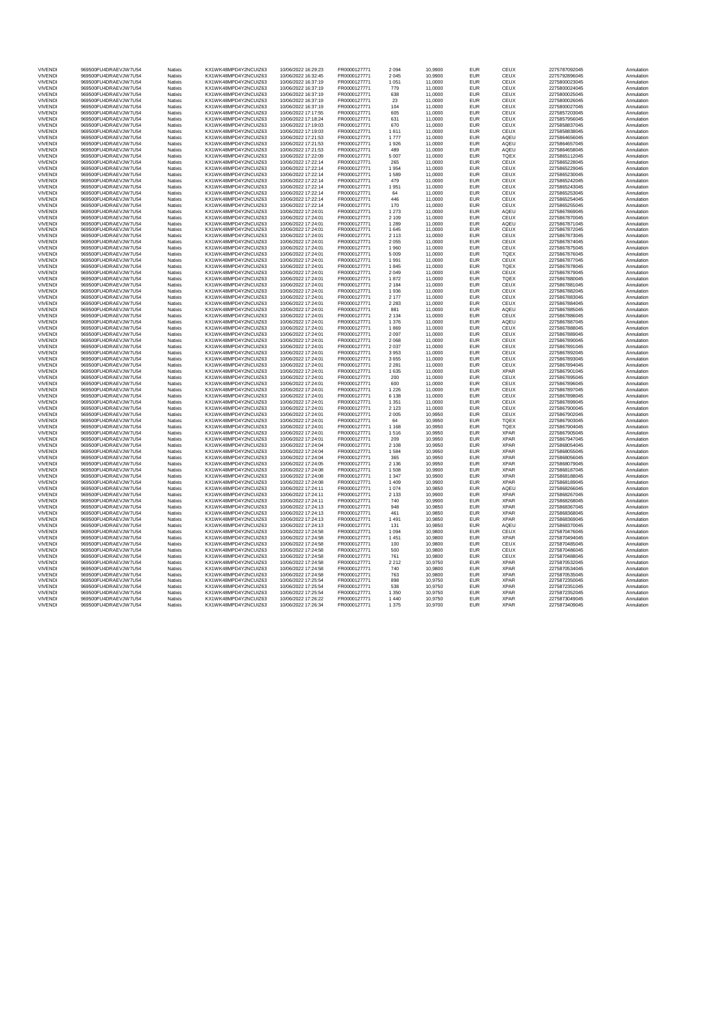| | | | | | | | | | | | |
|---|---|---|---|---|---|---|---|---|---|---|---|
| VIVENDI | 969500FU4DRAEVJW7U54 | Natixis | KX1WK48MPD4Y2NCUIZ63 | 10/06/2022 16:29:23 | FR0000127771 | 2 094 | 10,9900 | EUR | CEUX | 2275787092045 | Annulation |
| VIVENDI | 969500FU4DRAEVJW7U54 | Natixis | KX1WK48MPD4Y2NCUIZ63 | 10/06/2022 16:32:45 | FR0000127771 | 2 045 | 10,9900 | EUR | CEUX | 2275792896045 | Annulation |
| VIVENDI | 969500FU4DRAEVJW7U54 | Natixis | KX1WK48MPD4Y2NCUIZ63 | 10/06/2022 16:37:19 | FR0000127771 | 1 051 | 11,0000 | EUR | CEUX | 2275800023045 | Annulation |
| VIVENDI | 969500FU4DRAEVJW7U54 | Natixis | KX1WK48MPD4Y2NCUIZ63 | 10/06/2022 16:37:19 | FR0000127771 | 779 | 11,0000 | EUR | CEUX | 2275800024045 | Annulation |
| VIVENDI | 969500FU4DRAEVJW7U54 | Natixis | KX1WK48MPD4Y2NCUIZ63 | 10/06/2022 16:37:19 | FR0000127771 | 638 | 11,0000 | EUR | CEUX | 2275800025045 | Annulation |
| VIVENDI | 969500FU4DRAEVJW7U54 | Natixis | KX1WK48MPD4Y2NCUIZ63 | 10/06/2022 16:37:19 | FR0000127771 | 23 | 11,0000 | EUR | CEUX | 2275800026045 | Annulation |
| VIVENDI | 969500FU4DRAEVJW7U54 | Natixis | KX1WK48MPD4Y2NCUIZ63 | 10/06/2022 16:37:19 | FR0000127771 | 104 | 11,0000 | EUR | CEUX | 2275800027045 | Annulation |
| VIVENDI | 969500FU4DRAEVJW7U54 | Natixis | KX1WK48MPD4Y2NCUIZ63 | 10/06/2022 17:17:55 | FR0000127771 | 605 | 11,0000 | EUR | CEUX | 2275857203045 | Annulation |
| VIVENDI | 969500FU4DRAEVJW7U54 | Natixis | KX1WK48MPD4Y2NCUIZ63 | 10/06/2022 17:18:24 | FR0000127771 | 631 | 11,0000 | EUR | CEUX | 2275857956045 | Annulation |
| VIVENDI | 969500FU4DRAEVJW7U54 | Natixis | KX1WK48MPD4Y2NCUIZ63 | 10/06/2022 17:19:03 | FR0000127771 | 670 | 11,0000 | EUR | CEUX | 2275858837045 | Annulation |
| VIVENDI | 969500FU4DRAEVJW7U54 | Natixis | KX1WK48MPD4Y2NCUIZ63 | 10/06/2022 17:19:03 | FR0000127771 | 1 811 | 11,0000 | EUR | CEUX | 2275858838045 | Annulation |
| VIVENDI | 969500FU4DRAEVJW7U54 | Natixis | KX1WK48MPD4Y2NCUIZ63 | 10/06/2022 17:21:53 | FR0000127771 | 1 777 | 11,0000 | EUR | AQEU | 2275864656045 | Annulation |
| VIVENDI | 969500FU4DRAEVJW7U54 | Natixis | KX1WK48MPD4Y2NCUIZ63 | 10/06/2022 17:21:53 | FR0000127771 | 1 926 | 11,0000 | EUR | AQEU | 2275864657045 | Annulation |
| VIVENDI | 969500FU4DRAEVJW7U54 | Natixis | KX1WK48MPD4Y2NCUIZ63 | 10/06/2022 17:21:53 | FR0000127771 | 489 | 11,0000 | EUR | AQEU | 2275864658045 | Annulation |
| VIVENDI | 969500FU4DRAEVJW7U54 | Natixis | KX1WK48MPD4Y2NCUIZ63 | 10/06/2022 17:22:09 | FR0000127771 | 5 007 | 11,0000 | EUR | TQEX | 2275865112045 | Annulation |
| VIVENDI | 969500FU4DRAEVJW7U54 | Natixis | KX1WK48MPD4Y2NCUIZ63 | 10/06/2022 17:22:14 | FR0000127771 | 265 | 11,0000 | EUR | CEUX | 2275865228045 | Annulation |
| VIVENDI | 969500FU4DRAEVJW7U54 | Natixis | KX1WK48MPD4Y2NCUIZ63 | 10/06/2022 17:22:14 | FR0000127771 | 1 954 | 11,0000 | EUR | CEUX | 2275865229045 | Annulation |
| VIVENDI | 969500FU4DRAEVJW7U54 | Natixis | KX1WK48MPD4Y2NCUIZ63 | 10/06/2022 17:22:14 | FR0000127771 | 1 589 | 11,0000 | EUR | CEUX | 2275865230045 | Annulation |
| VIVENDI | 969500FU4DRAEVJW7U54 | Natixis | KX1WK48MPD4Y2NCUIZ63 | 10/06/2022 17:22:14 | FR0000127771 | 479 | 11,0000 | EUR | CEUX | 2275865242045 | Annulation |
| VIVENDI | 969500FU4DRAEVJW7U54 | Natixis | KX1WK48MPD4Y2NCUIZ63 | 10/06/2022 17:22:14 | FR0000127771 | 1 951 | 11,0000 | EUR | CEUX | 2275865243045 | Annulation |
| VIVENDI | 969500FU4DRAEVJW7U54 | Natixis | KX1WK48MPD4Y2NCUIZ63 | 10/06/2022 17:22:14 | FR0000127771 | 64 | 11,0000 | EUR | CEUX | 2275865253045 | Annulation |
| VIVENDI | 969500FU4DRAEVJW7U54 | Natixis | KX1WK48MPD4Y2NCUIZ63 | 10/06/2022 17:22:14 | FR0000127771 | 446 | 11,0000 | EUR | CEUX | 2275865254045 | Annulation |
| VIVENDI | 969500FU4DRAEVJW7U54 | Natixis | KX1WK48MPD4Y2NCUIZ63 | 10/06/2022 17:22:14 | FR0000127771 | 170 | 11,0000 | EUR | CEUX | 2275865255045 | Annulation |
| VIVENDI | 969500FU4DRAEVJW7U54 | Natixis | KX1WK48MPD4Y2NCUIZ63 | 10/06/2022 17:24:01 | FR0000127771 | 1 273 | 11,0000 | EUR | AQEU | 2275867869045 | Annulation |
| VIVENDI | 969500FU4DRAEVJW7U54 | Natixis | KX1WK48MPD4Y2NCUIZ63 | 10/06/2022 17:24:01 | FR0000127771 | 2 109 | 11,0000 | EUR | CEUX | 2275867870045 | Annulation |
| VIVENDI | 969500FU4DRAEVJW7U54 | Natixis | KX1WK48MPD4Y2NCUIZ63 | 10/06/2022 17:24:01 | FR0000127771 | 1 289 | 11,0000 | EUR | AQEU | 2275867871045 | Annulation |
| VIVENDI | 969500FU4DRAEVJW7U54 | Natixis | KX1WK48MPD4Y2NCUIZ63 | 10/06/2022 17:24:01 | FR0000127771 | 1 645 | 11,0000 | EUR | CEUX | 2275867872045 | Annulation |
| VIVENDI | 969500FU4DRAEVJW7U54 | Natixis | KX1WK48MPD4Y2NCUIZ63 | 10/06/2022 17:24:01 | FR0000127771 | 2 113 | 11,0000 | EUR | CEUX | 2275867873045 | Annulation |
| VIVENDI | 969500FU4DRAEVJW7U54 | Natixis | KX1WK48MPD4Y2NCUIZ63 | 10/06/2022 17:24:01 | FR0000127771 | 2 055 | 11,0000 | EUR | CEUX | 2275867874045 | Annulation |
| VIVENDI | 969500FU4DRAEVJW7U54 | Natixis | KX1WK48MPD4Y2NCUIZ63 | 10/06/2022 17:24:01 | FR0000127771 | 1 960 | 11,0000 | EUR | CEUX | 2275867875045 | Annulation |
| VIVENDI | 969500FU4DRAEVJW7U54 | Natixis | KX1WK48MPD4Y2NCUIZ63 | 10/06/2022 17:24:01 | FR0000127771 | 5 009 | 11,0000 | EUR | TQEX | 2275867876045 | Annulation |
| VIVENDI | 969500FU4DRAEVJW7U54 | Natixis | KX1WK48MPD4Y2NCUIZ63 | 10/06/2022 17:24:01 | FR0000127771 | 1 991 | 11,0000 | EUR | CEUX | 2275867877045 | Annulation |
| VIVENDI | 969500FU4DRAEVJW7U54 | Natixis | KX1WK48MPD4Y2NCUIZ63 | 10/06/2022 17:24:01 | FR0000127771 | 1 845 | 11,0000 | EUR | TQEX | 2275867878045 | Annulation |
| VIVENDI | 969500FU4DRAEVJW7U54 | Natixis | KX1WK48MPD4Y2NCUIZ63 | 10/06/2022 17:24:01 | FR0000127771 | 2 049 | 11,0000 | EUR | CEUX | 2275867879045 | Annulation |
| VIVENDI | 969500FU4DRAEVJW7U54 | Natixis | KX1WK48MPD4Y2NCUIZ63 | 10/06/2022 17:24:01 | FR0000127771 | 1 872 | 11,0000 | EUR | TQEX | 2275867880045 | Annulation |
| VIVENDI | 969500FU4DRAEVJW7U54 | Natixis | KX1WK48MPD4Y2NCUIZ63 | 10/06/2022 17:24:01 | FR0000127771 | 2 184 | 11,0000 | EUR | CEUX | 2275867881045 | Annulation |
| VIVENDI | 969500FU4DRAEVJW7U54 | Natixis | KX1WK48MPD4Y2NCUIZ63 | 10/06/2022 17:24:01 | FR0000127771 | 1 936 | 11,0000 | EUR | CEUX | 2275867882045 | Annulation |
| VIVENDI | 969500FU4DRAEVJW7U54 | Natixis | KX1WK48MPD4Y2NCUIZ63 | 10/06/2022 17:24:01 | FR0000127771 | 2 177 | 11,0000 | EUR | CEUX | 2275867883045 | Annulation |
| VIVENDI | 969500FU4DRAEVJW7U54 | Natixis | KX1WK48MPD4Y2NCUIZ63 | 10/06/2022 17:24:01 | FR0000127771 | 2 283 | 11,0000 | EUR | CEUX | 2275867884045 | Annulation |
| VIVENDI | 969500FU4DRAEVJW7U54 | Natixis | KX1WK48MPD4Y2NCUIZ63 | 10/06/2022 17:24:01 | FR0000127771 | 881 | 11,0000 | EUR | AQEU | 2275867885045 | Annulation |
| VIVENDI | 969500FU4DRAEVJW7U54 | Natixis | KX1WK48MPD4Y2NCUIZ63 | 10/06/2022 17:24:01 | FR0000127771 | 2 134 | 11,0000 | EUR | CEUX | 2275867886045 | Annulation |
| VIVENDI | 969500FU4DRAEVJW7U54 | Natixis | KX1WK48MPD4Y2NCUIZ63 | 10/06/2022 17:24:01 | FR0000127771 | 1 376 | 11,0000 | EUR | AQEU | 2275867887045 | Annulation |
| VIVENDI | 969500FU4DRAEVJW7U54 | Natixis | KX1WK48MPD4Y2NCUIZ63 | 10/06/2022 17:24:01 | FR0000127771 | 1 869 | 11,0000 | EUR | CEUX | 2275867888045 | Annulation |
| VIVENDI | 969500FU4DRAEVJW7U54 | Natixis | KX1WK48MPD4Y2NCUIZ63 | 10/06/2022 17:24:01 | FR0000127771 | 2 097 | 11,0000 | EUR | CEUX | 2275867889045 | Annulation |
| VIVENDI | 969500FU4DRAEVJW7U54 | Natixis | KX1WK48MPD4Y2NCUIZ63 | 10/06/2022 17:24:01 | FR0000127771 | 2 068 | 11,0000 | EUR | CEUX | 2275867890045 | Annulation |
| VIVENDI | 969500FU4DRAEVJW7U54 | Natixis | KX1WK48MPD4Y2NCUIZ63 | 10/06/2022 17:24:01 | FR0000127771 | 2 037 | 11,0000 | EUR | CEUX | 2275867891045 | Annulation |
| VIVENDI | 969500FU4DRAEVJW7U54 | Natixis | KX1WK48MPD4Y2NCUIZ63 | 10/06/2022 17:24:01 | FR0000127771 | 3 953 | 11,0000 | EUR | CEUX | 2275867892045 | Annulation |
| VIVENDI | 969500FU4DRAEVJW7U54 | Natixis | KX1WK48MPD4Y2NCUIZ63 | 10/06/2022 17:24:01 | FR0000127771 | 3 655 | 11,0000 | EUR | CEUX | 2275867893045 | Annulation |
| VIVENDI | 969500FU4DRAEVJW7U54 | Natixis | KX1WK48MPD4Y2NCUIZ63 | 10/06/2022 17:24:01 | FR0000127771 | 2 281 | 11,0000 | EUR | CEUX | 2275867894045 | Annulation |
| VIVENDI | 969500FU4DRAEVJW7U54 | Natixis | KX1WK48MPD4Y2NCUIZ63 | 10/06/2022 17:24:01 | FR0000127771 | 1 635 | 11,0000 | EUR | XPAR | 2275867901045 | Annulation |
| VIVENDI | 969500FU4DRAEVJW7U54 | Natixis | KX1WK48MPD4Y2NCUIZ63 | 10/06/2022 17:24:01 | FR0000127771 | 200 | 11,0000 | EUR | CEUX | 2275867895045 | Annulation |
| VIVENDI | 969500FU4DRAEVJW7U54 | Natixis | KX1WK48MPD4Y2NCUIZ63 | 10/06/2022 17:24:01 | FR0000127771 | 600 | 11,0000 | EUR | CEUX | 2275867896045 | Annulation |
| VIVENDI | 969500FU4DRAEVJW7U54 | Natixis | KX1WK48MPD4Y2NCUIZ63 | 10/06/2022 17:24:01 | FR0000127771 | 1 226 | 11,0000 | EUR | CEUX | 2275867897045 | Annulation |
| VIVENDI | 969500FU4DRAEVJW7U54 | Natixis | KX1WK48MPD4Y2NCUIZ63 | 10/06/2022 17:24:01 | FR0000127771 | 6 138 | 11,0000 | EUR | CEUX | 2275867898045 | Annulation |
| VIVENDI | 969500FU4DRAEVJW7U54 | Natixis | KX1WK48MPD4Y2NCUIZ63 | 10/06/2022 17:24:01 | FR0000127771 | 1 351 | 11,0000 | EUR | CEUX | 2275867899045 | Annulation |
| VIVENDI | 969500FU4DRAEVJW7U54 | Natixis | KX1WK48MPD4Y2NCUIZ63 | 10/06/2022 17:24:01 | FR0000127771 | 2 123 | 11,0000 | EUR | CEUX | 2275867900045 | Annulation |
| VIVENDI | 969500FU4DRAEVJW7U54 | Natixis | KX1WK48MPD4Y2NCUIZ63 | 10/06/2022 17:24:01 | FR0000127771 | 2 005 | 10,9950 | EUR | CEUX | 2275867902045 | Annulation |
| VIVENDI | 969500FU4DRAEVJW7U54 | Natixis | KX1WK48MPD4Y2NCUIZ63 | 10/06/2022 17:24:01 | FR0000127771 | 64 | 10,9950 | EUR | TQEX | 2275867903045 | Annulation |
| VIVENDI | 969500FU4DRAEVJW7U54 | Natixis | KX1WK48MPD4Y2NCUIZ63 | 10/06/2022 17:24:01 | FR0000127771 | 1 168 | 10,9950 | EUR | TQEX | 2275867904045 | Annulation |
| VIVENDI | 969500FU4DRAEVJW7U54 | Natixis | KX1WK48MPD4Y2NCUIZ63 | 10/06/2022 17:24:01 | FR0000127771 | 1 516 | 10,9950 | EUR | XPAR | 2275867905045 | Annulation |
| VIVENDI | 969500FU4DRAEVJW7U54 | Natixis | KX1WK48MPD4Y2NCUIZ63 | 10/06/2022 17:24:01 | FR0000127771 | 209 | 10,9950 | EUR | XPAR | 2275867947045 | Annulation |
| VIVENDI | 969500FU4DRAEVJW7U54 | Natixis | KX1WK48MPD4Y2NCUIZ63 | 10/06/2022 17:24:04 | FR0000127771 | 2 108 | 10,9950 | EUR | XPAR | 2275868054045 | Annulation |
| VIVENDI | 969500FU4DRAEVJW7U54 | Natixis | KX1WK48MPD4Y2NCUIZ63 | 10/06/2022 17:24:04 | FR0000127771 | 1 584 | 10,9950 | EUR | XPAR | 2275868055045 | Annulation |
| VIVENDI | 969500FU4DRAEVJW7U54 | Natixis | KX1WK48MPD4Y2NCUIZ63 | 10/06/2022 17:24:04 | FR0000127771 | 365 | 10,9950 | EUR | XPAR | 2275868056045 | Annulation |
| VIVENDI | 969500FU4DRAEVJW7U54 | Natixis | KX1WK48MPD4Y2NCUIZ63 | 10/06/2022 17:24:05 | FR0000127771 | 2 136 | 10,9950 | EUR | XPAR | 2275868079045 | Annulation |
| VIVENDI | 969500FU4DRAEVJW7U54 | Natixis | KX1WK48MPD4Y2NCUIZ63 | 10/06/2022 17:24:08 | FR0000127771 | 1 508 | 10,9900 | EUR | XPAR | 2275868187045 | Annulation |
| VIVENDI | 969500FU4DRAEVJW7U54 | Natixis | KX1WK48MPD4Y2NCUIZ63 | 10/06/2022 17:24:08 | FR0000127771 | 1 347 | 10,9900 | EUR | XPAR | 2275868188045 | Annulation |
| VIVENDI | 969500FU4DRAEVJW7U54 | Natixis | KX1WK48MPD4Y2NCUIZ63 | 10/06/2022 17:24:08 | FR0000127771 | 1 409 | 10,9900 | EUR | XPAR | 2275868189045 | Annulation |
| VIVENDI | 969500FU4DRAEVJW7U54 | Natixis | KX1WK48MPD4Y2NCUIZ63 | 10/06/2022 17:24:11 | FR0000127771 | 1 074 | 10,9850 | EUR | AQEU | 2275868266045 | Annulation |
| VIVENDI | 969500FU4DRAEVJW7U54 | Natixis | KX1WK48MPD4Y2NCUIZ63 | 10/06/2022 17:24:11 | FR0000127771 | 2 133 | 10,9900 | EUR | XPAR | 2275868267045 | Annulation |
| VIVENDI | 969500FU4DRAEVJW7U54 | Natixis | KX1WK48MPD4Y2NCUIZ63 | 10/06/2022 17:24:11 | FR0000127771 | 740 | 10,9900 | EUR | XPAR | 2275868268045 | Annulation |
| VIVENDI | 969500FU4DRAEVJW7U54 | Natixis | KX1WK48MPD4Y2NCUIZ63 | 10/06/2022 17:24:13 | FR0000127771 | 948 | 10,9850 | EUR | XPAR | 2275868367045 | Annulation |
| VIVENDI | 969500FU4DRAEVJW7U54 | Natixis | KX1WK48MPD4Y2NCUIZ63 | 10/06/2022 17:24:13 | FR0000127771 | 461 | 10,9850 | EUR | XPAR | 2275868368045 | Annulation |
| VIVENDI | 969500FU4DRAEVJW7U54 | Natixis | KX1WK48MPD4Y2NCUIZ63 | 10/06/2022 17:24:13 | FR0000127771 | 1 491 | 10,9850 | EUR | XPAR | 2275868369045 | Annulation |
| VIVENDI | 969500FU4DRAEVJW7U54 | Natixis | KX1WK48MPD4Y2NCUIZ63 | 10/06/2022 17:24:13 | FR0000127771 | 131 | 10,9850 | EUR | AQEU | 2275868370045 | Annulation |
| VIVENDI | 969500FU4DRAEVJW7U54 | Natixis | KX1WK48MPD4Y2NCUIZ63 | 10/06/2022 17:24:58 | FR0000127771 | 1 094 | 10,9800 | EUR | CEUX | 2275870476045 | Annulation |
| VIVENDI | 969500FU4DRAEVJW7U54 | Natixis | KX1WK48MPD4Y2NCUIZ63 | 10/06/2022 17:24:58 | FR0000127771 | 1 451 | 10,9800 | EUR | XPAR | 2275870494045 | Annulation |
| VIVENDI | 969500FU4DRAEVJW7U54 | Natixis | KX1WK48MPD4Y2NCUIZ63 | 10/06/2022 17:24:58 | FR0000127771 | 100 | 10,9800 | EUR | CEUX | 2275870485045 | Annulation |
| VIVENDI | 969500FU4DRAEVJW7U54 | Natixis | KX1WK48MPD4Y2NCUIZ63 | 10/06/2022 17:24:58 | FR0000127771 | 500 | 10,9800 | EUR | CEUX | 2275870486045 | Annulation |
| VIVENDI | 969500FU4DRAEVJW7U54 | Natixis | KX1WK48MPD4Y2NCUIZ63 | 10/06/2022 17:24:58 | FR0000127771 | 761 | 10,9800 | EUR | CEUX | 2275870488045 | Annulation |
| VIVENDI | 969500FU4DRAEVJW7U54 | Natixis | KX1WK48MPD4Y2NCUIZ63 | 10/06/2022 17:24:58 | FR0000127771 | 2 212 | 10,9750 | EUR | XPAR | 2275870532045 | Annulation |
| VIVENDI | 969500FU4DRAEVJW7U54 | Natixis | KX1WK48MPD4Y2NCUIZ63 | 10/06/2022 17:24:58 | FR0000127771 | 740 | 10,9800 | EUR | XPAR | 2275870534045 | Annulation |
| VIVENDI | 969500FU4DRAEVJW7U54 | Natixis | KX1WK48MPD4Y2NCUIZ63 | 10/06/2022 17:24:58 | FR0000127771 | 763 | 10,9800 | EUR | XPAR | 2275870535045 | Annulation |
| VIVENDI | 969500FU4DRAEVJW7U54 | Natixis | KX1WK48MPD4Y2NCUIZ63 | 10/06/2022 17:25:54 | FR0000127771 | 898 | 10,9750 | EUR | XPAR | 2275872350045 | Annulation |
| VIVENDI | 969500FU4DRAEVJW7U54 | Natixis | KX1WK48MPD4Y2NCUIZ63 | 10/06/2022 17:25:54 | FR0000127771 | 538 | 10,9750 | EUR | XPAR | 2275872351045 | Annulation |
| VIVENDI | 969500FU4DRAEVJW7U54 | Natixis | KX1WK48MPD4Y2NCUIZ63 | 10/06/2022 17:25:54 | FR0000127771 | 1 350 | 10,9750 | EUR | XPAR | 2275872352045 | Annulation |
| VIVENDI | 969500FU4DRAEVJW7U54 | Natixis | KX1WK48MPD4Y2NCUIZ63 | 10/06/2022 17:26:22 | FR0000127771 | 1 440 | 10,9750 | EUR | XPAR | 2275873049045 | Annulation |
| VIVENDI | 969500FU4DRAEVJW7U54 | Natixis | KX1WK48MPD4Y2NCUIZ63 | 10/06/2022 17:26:34 | FR0000127771 | 1 375 | 10,9700 | EUR | XPAR | 2275873409045 | Annulation |